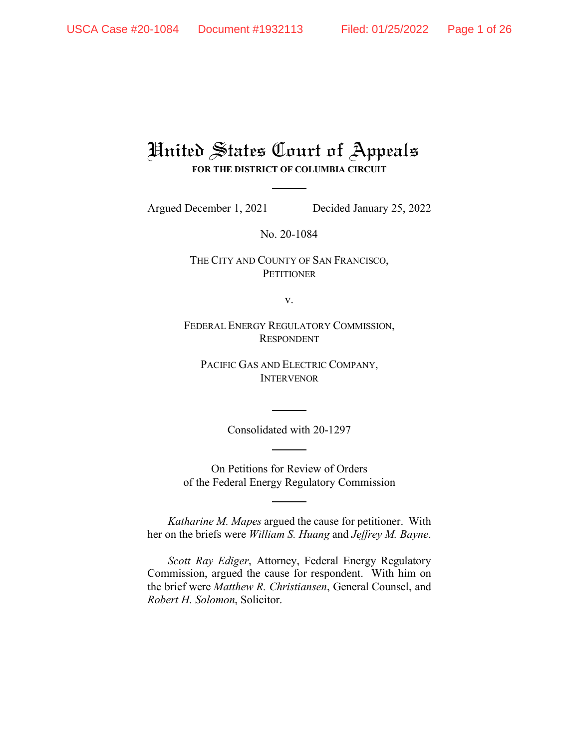# United States Court of Appeals

**FOR THE DISTRICT OF COLUMBIA CIRCUIT**

Argued December 1, 2021 Decided January 25, 2022

No. 20-1084

THE CITY AND COUNTY OF SAN FRANCISCO,
PETITIONER

v.

FEDERAL ENERGY REGULATORY COMMISSION,
RESPONDENT

PACIFIC GAS AND ELECTRIC COMPANY,
INTERVENOR

Consolidated with 20-1297

On Petitions for Review of Orders
of the Federal Energy Regulatory Commission

*Katharine M. Mapes* argued the cause for petitioner. With her on the briefs were *William S. Huang* and *Jeffrey M. Bayne*.

*Scott Ray Ediger*, Attorney, Federal Energy Regulatory Commission, argued the cause for respondent. With him on the brief were *Matthew R. Christiansen*, General Counsel, and *Robert H. Solomon*, Solicitor.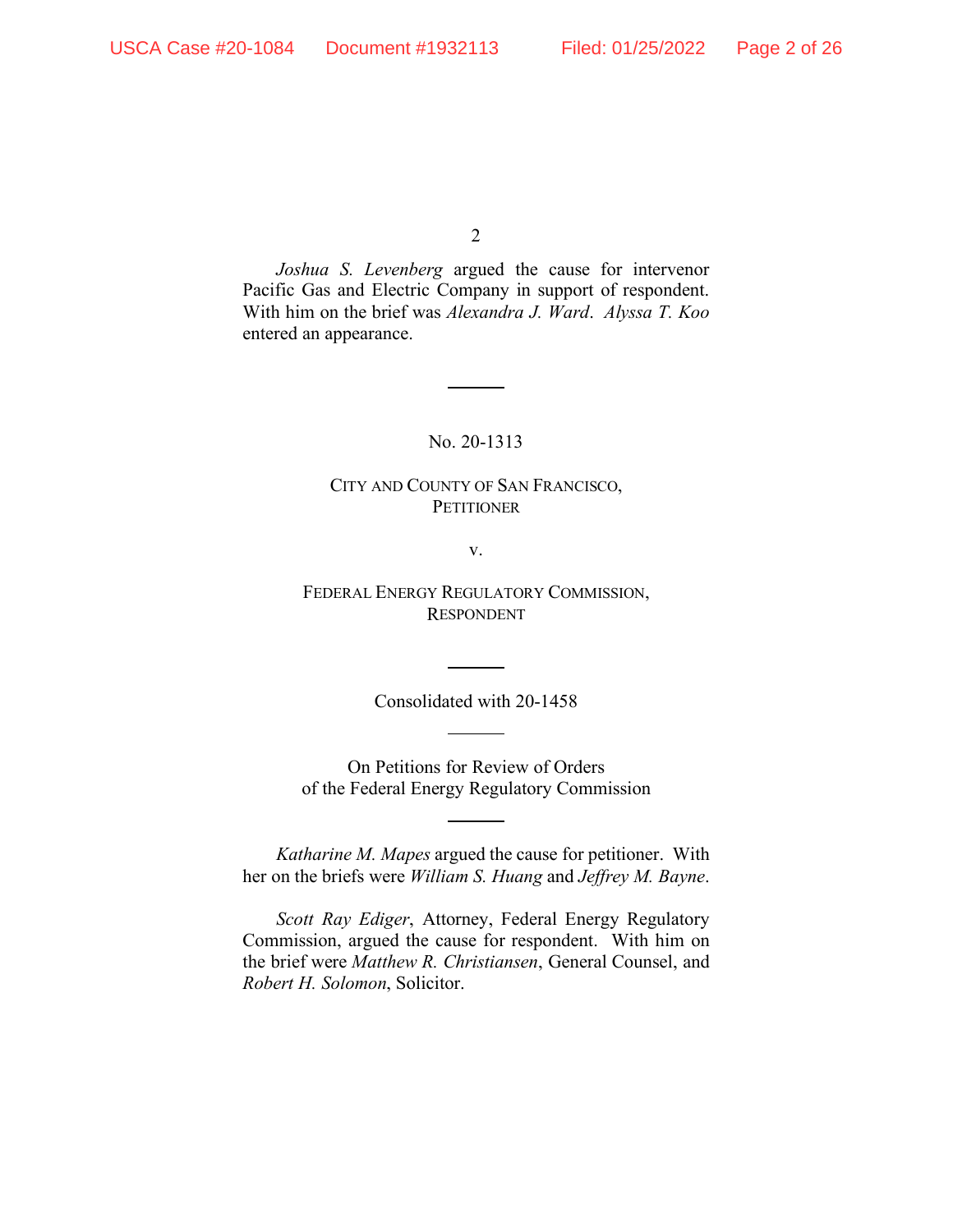*Joshua S. Levenberg* argued the cause for intervenor Pacific Gas and Electric Company in support of respondent. With him on the brief was *Alexandra J. Ward*. *Alyssa T. Koo* entered an appearance.

---

No. 20-1313

CITY AND COUNTY OF SAN FRANCISCO,
PETITIONER

v.

FEDERAL ENERGY REGULATORY COMMISSION,
RESPONDENT

---

Consolidated with 20-1458

---

On Petitions for Review of Orders
of the Federal Energy Regulatory Commission

---

*Katharine M. Mapes* argued the cause for petitioner. With her on the briefs were *William S. Huang* and *Jeffrey M. Bayne*.

*Scott Ray Ediger*, Attorney, Federal Energy Regulatory Commission, argued the cause for respondent. With him on the brief were *Matthew R. Christiansen*, General Counsel, and *Robert H. Solomon*, Solicitor.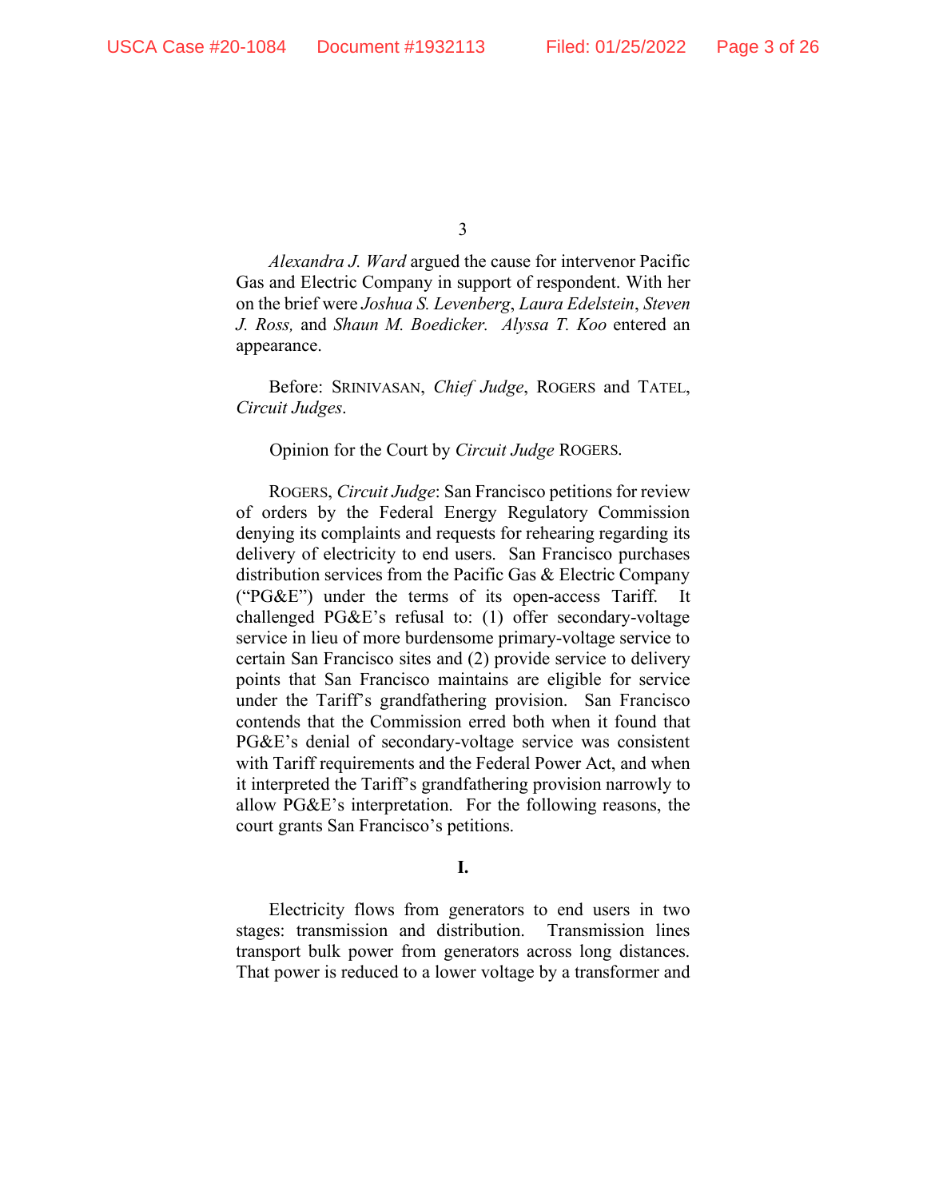*Alexandra J. Ward* argued the cause for intervenor Pacific Gas and Electric Company in support of respondent. With her on the brief were *Joshua S. Levenberg*, *Laura Edelstein*, *Steven J. Ross,* and *Shaun M. Boedicker.* *Alyssa T. Koo* entered an appearance.

Before: SRINIVASAN, *Chief Judge*, ROGERS and TATEL, *Circuit Judges*.

Opinion for the Court by *Circuit Judge* ROGERS.

ROGERS, *Circuit Judge*: San Francisco petitions for review of orders by the Federal Energy Regulatory Commission denying its complaints and requests for rehearing regarding its delivery of electricity to end users. San Francisco purchases distribution services from the Pacific Gas & Electric Company ("PG&E") under the terms of its open-access Tariff. It challenged PG&E's refusal to: (1) offer secondary-voltage service in lieu of more burdensome primary-voltage service to certain San Francisco sites and (2) provide service to delivery points that San Francisco maintains are eligible for service under the Tariff's grandfathering provision. San Francisco contends that the Commission erred both when it found that PG&E's denial of secondary-voltage service was consistent with Tariff requirements and the Federal Power Act, and when it interpreted the Tariff's grandfathering provision narrowly to allow PG&E's interpretation. For the following reasons, the court grants San Francisco's petitions.

**I.**

Electricity flows from generators to end users in two stages: transmission and distribution. Transmission lines transport bulk power from generators across long distances. That power is reduced to a lower voltage by a transformer and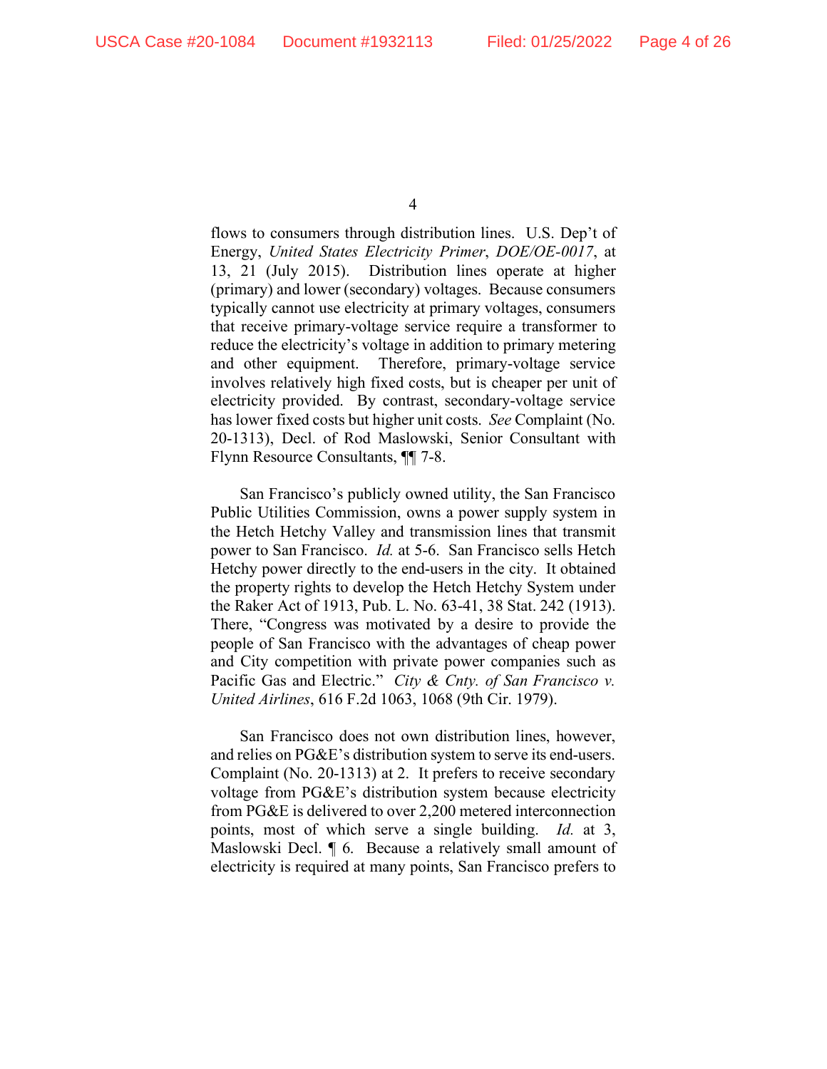flows to consumers through distribution lines. U.S. Dep't of Energy, *United States Electricity Primer*, *DOE/OE-0017*, at 13, 21 (July 2015). Distribution lines operate at higher (primary) and lower (secondary) voltages. Because consumers typically cannot use electricity at primary voltages, consumers that receive primary-voltage service require a transformer to reduce the electricity's voltage in addition to primary metering and other equipment. Therefore, primary-voltage service involves relatively high fixed costs, but is cheaper per unit of electricity provided. By contrast, secondary-voltage service has lower fixed costs but higher unit costs. *See* Complaint (No. 20-1313), Decl. of Rod Maslowski, Senior Consultant with Flynn Resource Consultants, ¶¶ 7-8.

San Francisco's publicly owned utility, the San Francisco Public Utilities Commission, owns a power supply system in the Hetch Hetchy Valley and transmission lines that transmit power to San Francisco. *Id.* at 5-6. San Francisco sells Hetch Hetchy power directly to the end-users in the city. It obtained the property rights to develop the Hetch Hetchy System under the Raker Act of 1913, Pub. L. No. 63-41, 38 Stat. 242 (1913). There, "Congress was motivated by a desire to provide the people of San Francisco with the advantages of cheap power and City competition with private power companies such as Pacific Gas and Electric." *City & Cnty. of San Francisco v. United Airlines*, 616 F.2d 1063, 1068 (9th Cir. 1979).

San Francisco does not own distribution lines, however, and relies on PG&E's distribution system to serve its end-users. Complaint (No. 20-1313) at 2. It prefers to receive secondary voltage from PG&E's distribution system because electricity from PG&E is delivered to over 2,200 metered interconnection points, most of which serve a single building. *Id.* at 3, Maslowski Decl. ¶ 6. Because a relatively small amount of electricity is required at many points, San Francisco prefers to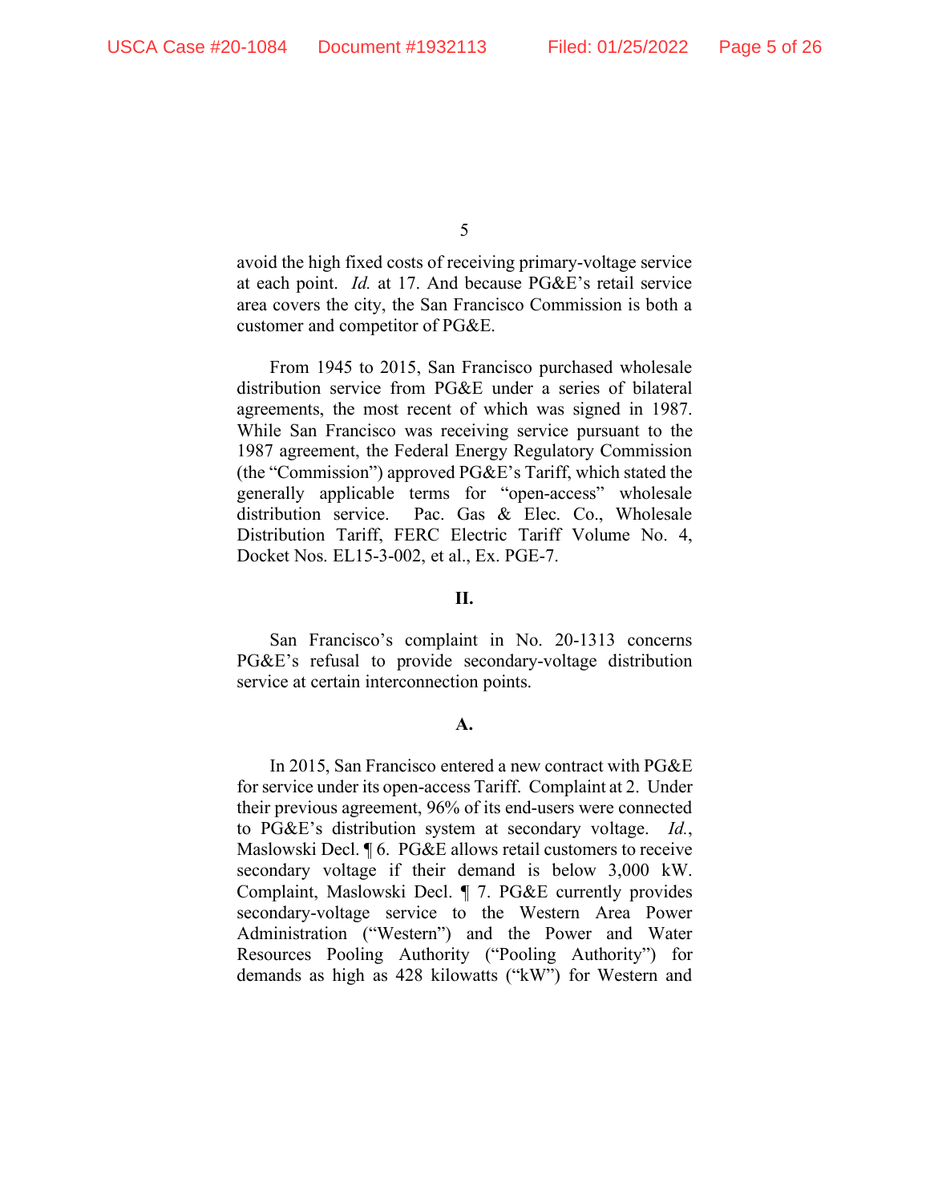avoid the high fixed costs of receiving primary-voltage service at each point. *Id.* at 17. And because PG&E's retail service area covers the city, the San Francisco Commission is both a customer and competitor of PG&E.

From 1945 to 2015, San Francisco purchased wholesale distribution service from PG&E under a series of bilateral agreements, the most recent of which was signed in 1987. While San Francisco was receiving service pursuant to the 1987 agreement, the Federal Energy Regulatory Commission (the "Commission") approved PG&E's Tariff, which stated the generally applicable terms for "open-access" wholesale distribution service. Pac. Gas & Elec. Co., Wholesale Distribution Tariff, FERC Electric Tariff Volume No. 4, Docket Nos. EL15-3-002, et al., Ex. PGE-7.

## II.

San Francisco's complaint in No. 20-1313 concerns PG&E's refusal to provide secondary-voltage distribution service at certain interconnection points.

### A.

In 2015, San Francisco entered a new contract with PG&E for service under its open-access Tariff. Complaint at 2. Under their previous agreement, 96% of its end-users were connected to PG&E's distribution system at secondary voltage. *Id.*, Maslowski Decl. ¶ 6. PG&E allows retail customers to receive secondary voltage if their demand is below 3,000 kW. Complaint, Maslowski Decl. ¶ 7. PG&E currently provides secondary-voltage service to the Western Area Power Administration ("Western") and the Power and Water Resources Pooling Authority ("Pooling Authority") for demands as high as 428 kilowatts ("kW") for Western and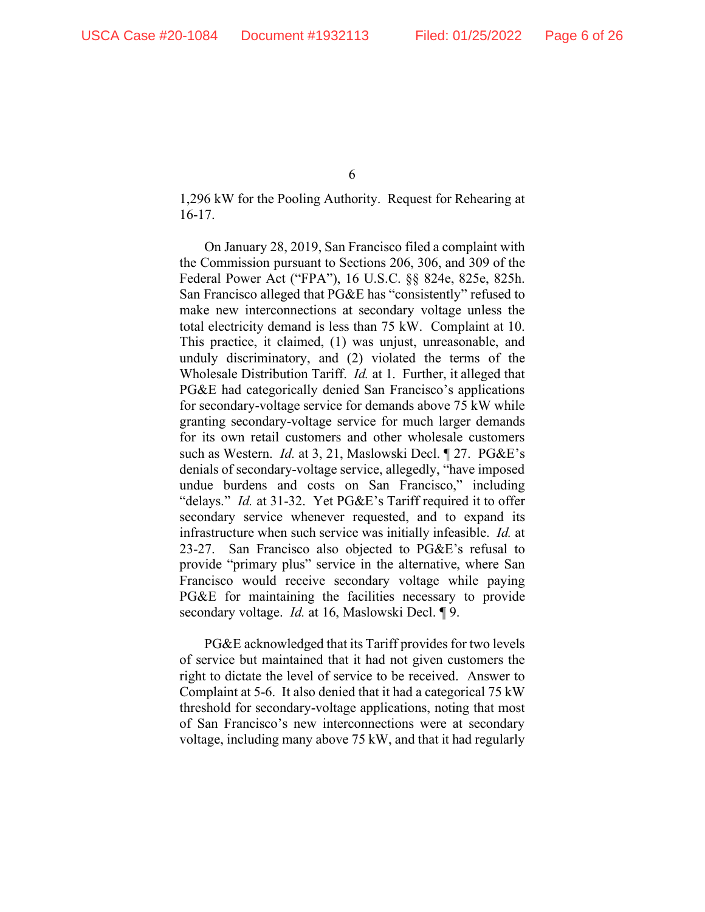1,296 kW for the Pooling Authority. Request for Rehearing at 16-17.

On January 28, 2019, San Francisco filed a complaint with the Commission pursuant to Sections 206, 306, and 309 of the Federal Power Act ("FPA"), 16 U.S.C. §§ 824e, 825e, 825h. San Francisco alleged that PG&E has "consistently" refused to make new interconnections at secondary voltage unless the total electricity demand is less than 75 kW. Complaint at 10. This practice, it claimed, (1) was unjust, unreasonable, and unduly discriminatory, and (2) violated the terms of the Wholesale Distribution Tariff. *Id.* at 1. Further, it alleged that PG&E had categorically denied San Francisco's applications for secondary-voltage service for demands above 75 kW while granting secondary-voltage service for much larger demands for its own retail customers and other wholesale customers such as Western. *Id.* at 3, 21, Maslowski Decl. ¶ 27. PG&E's denials of secondary-voltage service, allegedly, "have imposed undue burdens and costs on San Francisco," including "delays." *Id.* at 31-32. Yet PG&E's Tariff required it to offer secondary service whenever requested, and to expand its infrastructure when such service was initially infeasible. *Id.* at 23-27. San Francisco also objected to PG&E's refusal to provide "primary plus" service in the alternative, where San Francisco would receive secondary voltage while paying PG&E for maintaining the facilities necessary to provide secondary voltage. *Id.* at 16, Maslowski Decl. ¶ 9.

PG&E acknowledged that its Tariff provides for two levels of service but maintained that it had not given customers the right to dictate the level of service to be received. Answer to Complaint at 5-6. It also denied that it had a categorical 75 kW threshold for secondary-voltage applications, noting that most of San Francisco's new interconnections were at secondary voltage, including many above 75 kW, and that it had regularly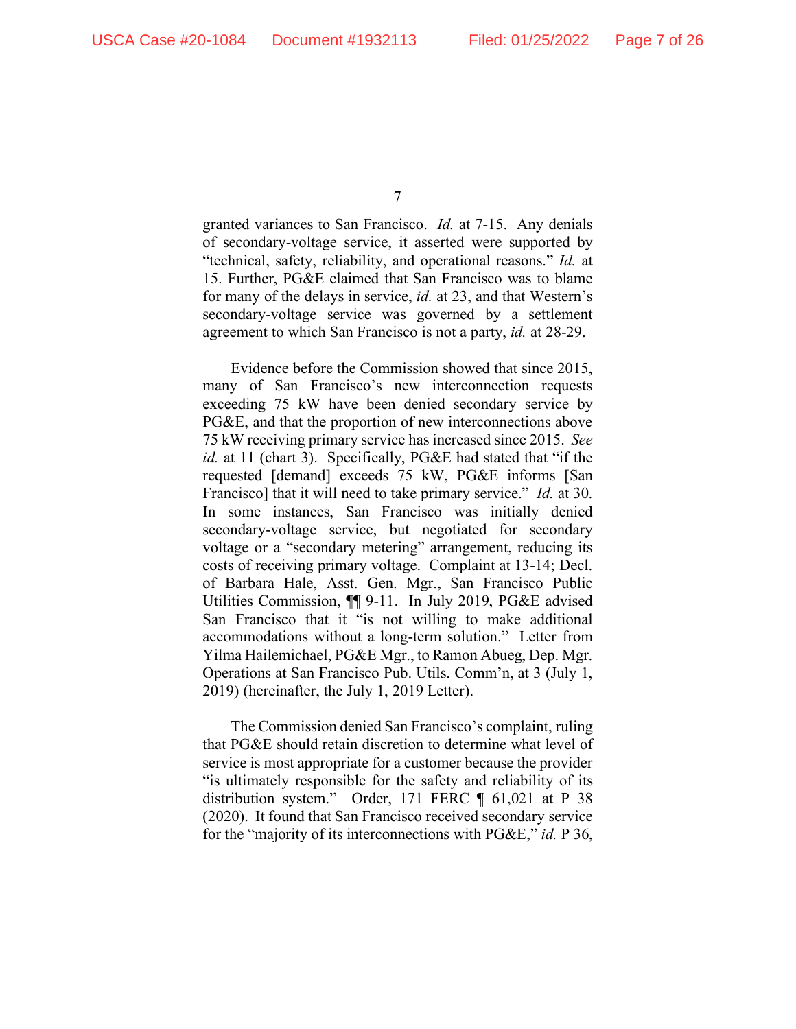granted variances to San Francisco. *Id.* at 7-15. Any denials of secondary-voltage service, it asserted were supported by "technical, safety, reliability, and operational reasons." *Id.* at 15. Further, PG&E claimed that San Francisco was to blame for many of the delays in service, *id.* at 23, and that Western's secondary-voltage service was governed by a settlement agreement to which San Francisco is not a party, *id.* at 28-29.

Evidence before the Commission showed that since 2015, many of San Francisco's new interconnection requests exceeding 75 kW have been denied secondary service by PG&E, and that the proportion of new interconnections above 75 kW receiving primary service has increased since 2015. *See id.* at 11 (chart 3). Specifically, PG&E had stated that "if the requested [demand] exceeds 75 kW, PG&E informs [San Francisco] that it will need to take primary service." *Id.* at 30. In some instances, San Francisco was initially denied secondary-voltage service, but negotiated for secondary voltage or a "secondary metering" arrangement, reducing its costs of receiving primary voltage. Complaint at 13-14; Decl. of Barbara Hale, Asst. Gen. Mgr., San Francisco Public Utilities Commission, ¶¶ 9-11. In July 2019, PG&E advised San Francisco that it "is not willing to make additional accommodations without a long-term solution." Letter from Yilma Hailemichael, PG&E Mgr., to Ramon Abueg, Dep. Mgr. Operations at San Francisco Pub. Utils. Comm'n, at 3 (July 1, 2019) (hereinafter, the July 1, 2019 Letter).

The Commission denied San Francisco's complaint, ruling that PG&E should retain discretion to determine what level of service is most appropriate for a customer because the provider "is ultimately responsible for the safety and reliability of its distribution system." Order, 171 FERC ¶ 61,021 at P 38 (2020). It found that San Francisco received secondary service for the "majority of its interconnections with PG&E," *id.* P 36,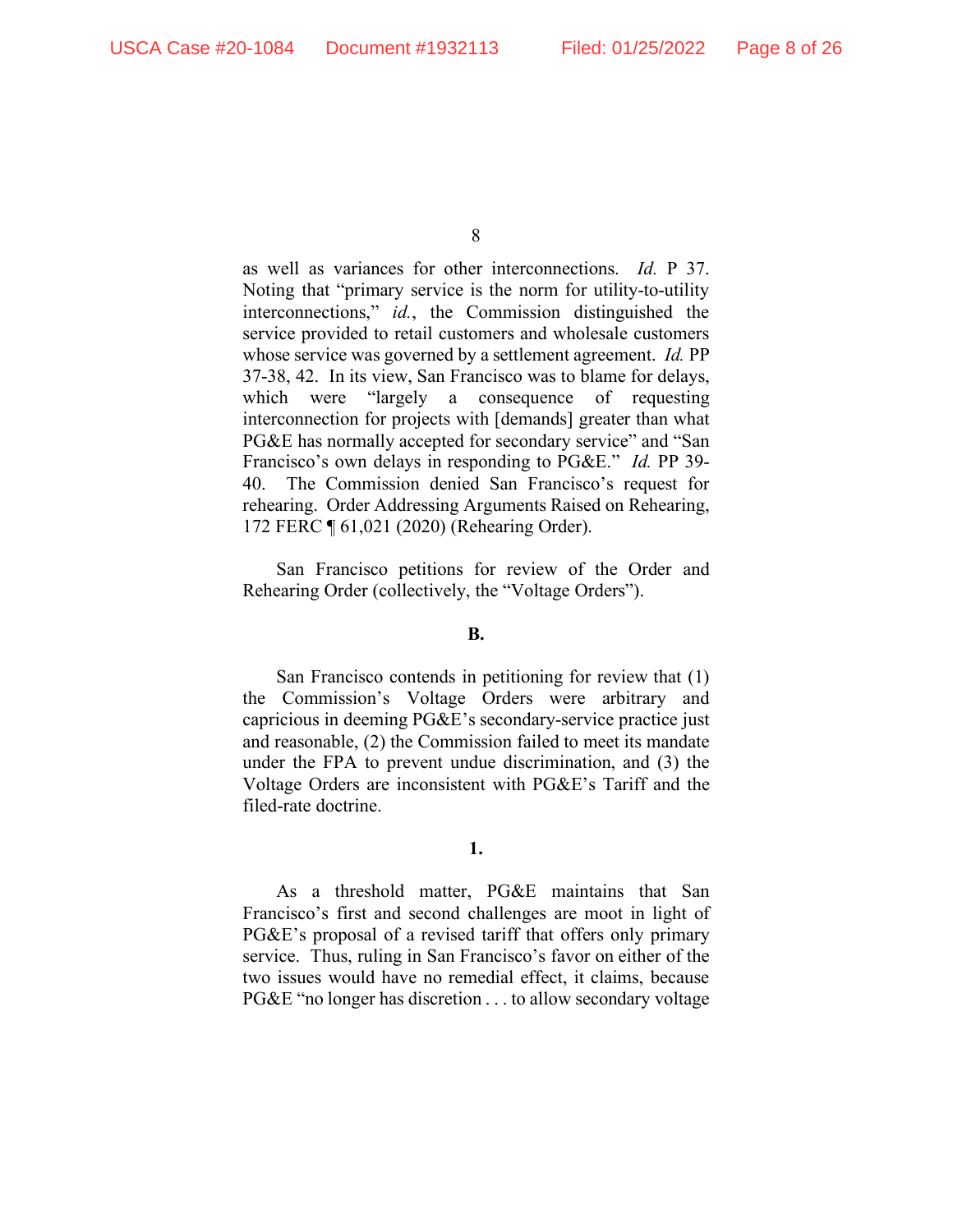as well as variances for other interconnections. *Id.* P 37. Noting that "primary service is the norm for utility-to-utility interconnections," *id.*, the Commission distinguished the service provided to retail customers and wholesale customers whose service was governed by a settlement agreement. *Id.* PP 37-38, 42. In its view, San Francisco was to blame for delays, which were "largely a consequence of requesting interconnection for projects with [demands] greater than what PG&E has normally accepted for secondary service" and "San Francisco's own delays in responding to PG&E." *Id.* PP 39-40. The Commission denied San Francisco's request for rehearing. Order Addressing Arguments Raised on Rehearing, 172 FERC ¶ 61,021 (2020) (Rehearing Order).

San Francisco petitions for review of the Order and Rehearing Order (collectively, the "Voltage Orders").

**B.**

San Francisco contends in petitioning for review that (1) the Commission's Voltage Orders were arbitrary and capricious in deeming PG&E's secondary-service practice just and reasonable, (2) the Commission failed to meet its mandate under the FPA to prevent undue discrimination, and (3) the Voltage Orders are inconsistent with PG&E's Tariff and the filed-rate doctrine.

**1.**

As a threshold matter, PG&E maintains that San Francisco's first and second challenges are moot in light of PG&E's proposal of a revised tariff that offers only primary service. Thus, ruling in San Francisco's favor on either of the two issues would have no remedial effect, it claims, because PG&E "no longer has discretion . . . to allow secondary voltage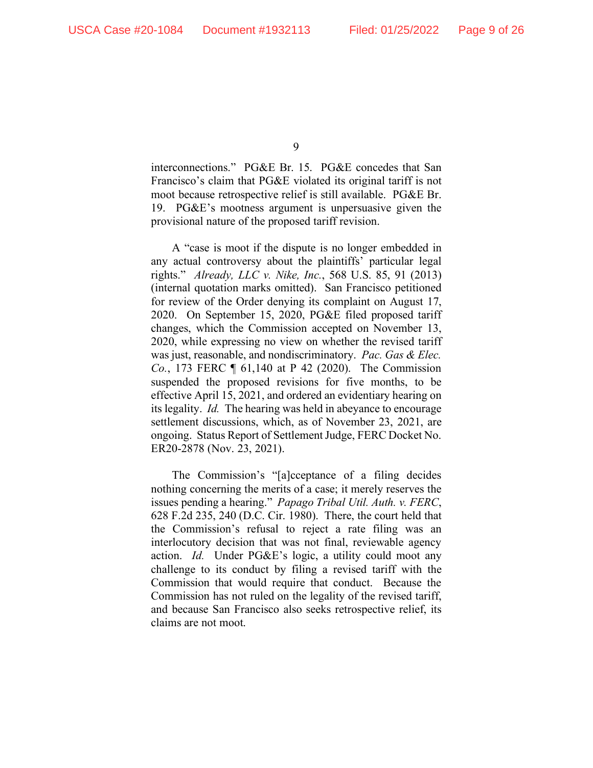interconnections." PG&E Br. 15. PG&E concedes that San Francisco's claim that PG&E violated its original tariff is not moot because retrospective relief is still available. PG&E Br. 19. PG&E's mootness argument is unpersuasive given the provisional nature of the proposed tariff revision.

A "case is moot if the dispute is no longer embedded in any actual controversy about the plaintiffs' particular legal rights." *Already, LLC v. Nike, Inc.*, 568 U.S. 85, 91 (2013) (internal quotation marks omitted). San Francisco petitioned for review of the Order denying its complaint on August 17, 2020. On September 15, 2020, PG&E filed proposed tariff changes, which the Commission accepted on November 13, 2020, while expressing no view on whether the revised tariff was just, reasonable, and nondiscriminatory. *Pac. Gas & Elec. Co.*, 173 FERC ¶ 61,140 at P 42 (2020). The Commission suspended the proposed revisions for five months, to be effective April 15, 2021, and ordered an evidentiary hearing on its legality. *Id.* The hearing was held in abeyance to encourage settlement discussions, which, as of November 23, 2021, are ongoing. Status Report of Settlement Judge, FERC Docket No. ER20-2878 (Nov. 23, 2021).

The Commission's "[a]cceptance of a filing decides nothing concerning the merits of a case; it merely reserves the issues pending a hearing." *Papago Tribal Util. Auth. v. FERC*, 628 F.2d 235, 240 (D.C. Cir. 1980). There, the court held that the Commission's refusal to reject a rate filing was an interlocutory decision that was not final, reviewable agency action. *Id.* Under PG&E's logic, a utility could moot any challenge to its conduct by filing a revised tariff with the Commission that would require that conduct. Because the Commission has not ruled on the legality of the revised tariff, and because San Francisco also seeks retrospective relief, its claims are not moot.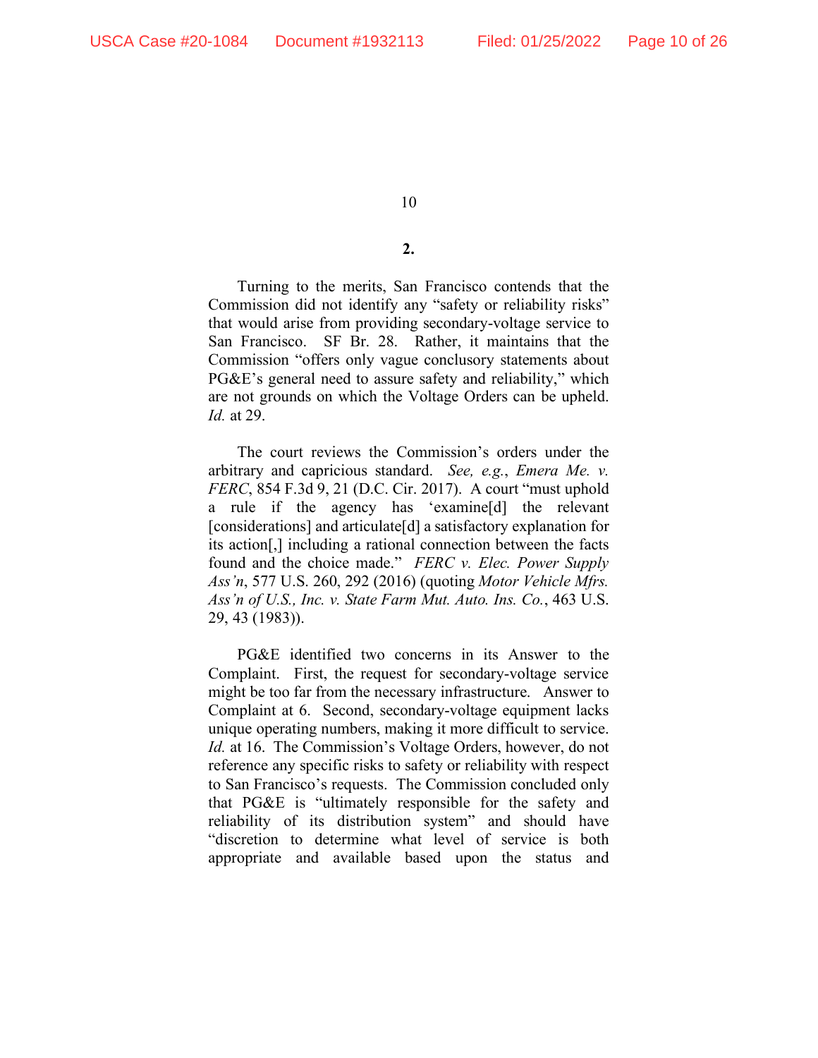**2.**

Turning to the merits, San Francisco contends that the Commission did not identify any "safety or reliability risks" that would arise from providing secondary-voltage service to San Francisco. SF Br. 28. Rather, it maintains that the Commission "offers only vague conclusory statements about PG&E's general need to assure safety and reliability," which are not grounds on which the Voltage Orders can be upheld. *Id.* at 29.

The court reviews the Commission's orders under the arbitrary and capricious standard. *See, e.g.*, *Emera Me. v. FERC*, 854 F.3d 9, 21 (D.C. Cir. 2017). A court "must uphold a rule if the agency has 'examine[d] the relevant [considerations] and articulate[d] a satisfactory explanation for its action[,] including a rational connection between the facts found and the choice made." *FERC v. Elec. Power Supply Ass'n*, 577 U.S. 260, 292 (2016) (quoting *Motor Vehicle Mfrs. Ass'n of U.S., Inc. v. State Farm Mut. Auto. Ins. Co.*, 463 U.S. 29, 43 (1983)).

PG&E identified two concerns in its Answer to the Complaint. First, the request for secondary-voltage service might be too far from the necessary infrastructure. Answer to Complaint at 6. Second, secondary-voltage equipment lacks unique operating numbers, making it more difficult to service. *Id.* at 16. The Commission's Voltage Orders, however, do not reference any specific risks to safety or reliability with respect to San Francisco's requests. The Commission concluded only that PG&E is "ultimately responsible for the safety and reliability of its distribution system" and should have "discretion to determine what level of service is both appropriate and available based upon the status and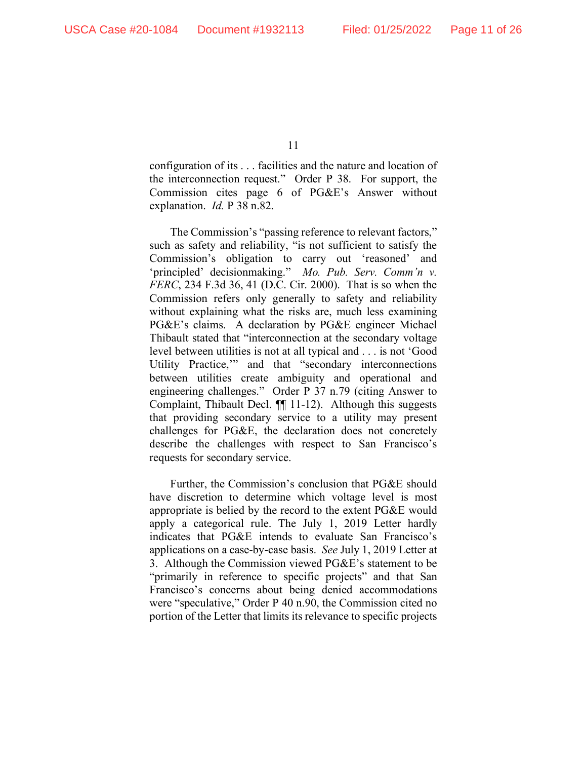configuration of its . . . facilities and the nature and location of the interconnection request." Order P 38. For support, the Commission cites page 6 of PG&E's Answer without explanation. *Id.* P 38 n.82.

The Commission's "passing reference to relevant factors," such as safety and reliability, "is not sufficient to satisfy the Commission's obligation to carry out 'reasoned' and 'principled' decisionmaking." *Mo. Pub. Serv. Comm'n v. FERC*, 234 F.3d 36, 41 (D.C. Cir. 2000). That is so when the Commission refers only generally to safety and reliability without explaining what the risks are, much less examining PG&E's claims. A declaration by PG&E engineer Michael Thibault stated that "interconnection at the secondary voltage level between utilities is not at all typical and . . . is not 'Good Utility Practice,'" and that "secondary interconnections between utilities create ambiguity and operational and engineering challenges." Order P 37 n.79 (citing Answer to Complaint, Thibault Decl. ¶¶ 11-12). Although this suggests that providing secondary service to a utility may present challenges for PG&E, the declaration does not concretely describe the challenges with respect to San Francisco's requests for secondary service.

Further, the Commission's conclusion that PG&E should have discretion to determine which voltage level is most appropriate is belied by the record to the extent PG&E would apply a categorical rule. The July 1, 2019 Letter hardly indicates that PG&E intends to evaluate San Francisco's applications on a case-by-case basis. *See* July 1, 2019 Letter at 3. Although the Commission viewed PG&E's statement to be "primarily in reference to specific projects" and that San Francisco's concerns about being denied accommodations were "speculative," Order P 40 n.90, the Commission cited no portion of the Letter that limits its relevance to specific projects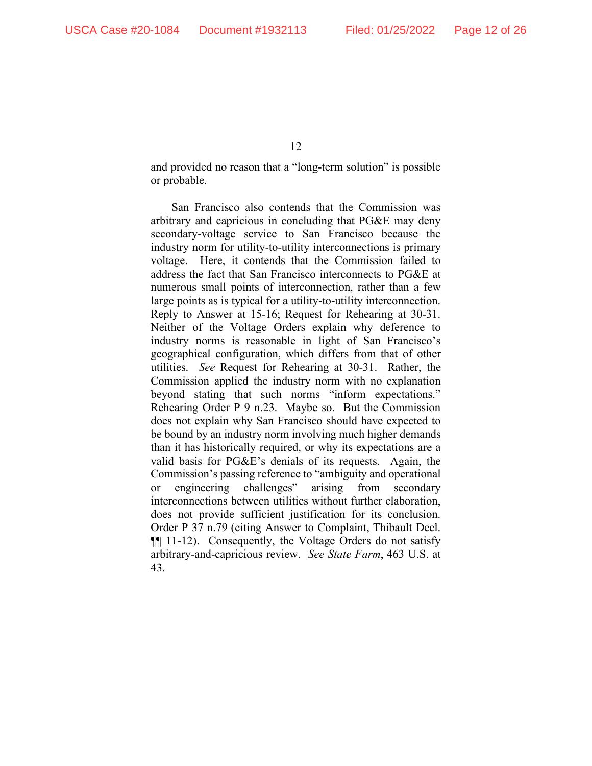and provided no reason that a "long-term solution" is possible or probable.

San Francisco also contends that the Commission was arbitrary and capricious in concluding that PG&E may deny secondary-voltage service to San Francisco because the industry norm for utility-to-utility interconnections is primary voltage. Here, it contends that the Commission failed to address the fact that San Francisco interconnects to PG&E at numerous small points of interconnection, rather than a few large points as is typical for a utility-to-utility interconnection. Reply to Answer at 15-16; Request for Rehearing at 30-31. Neither of the Voltage Orders explain why deference to industry norms is reasonable in light of San Francisco's geographical configuration, which differs from that of other utilities. *See* Request for Rehearing at 30-31. Rather, the Commission applied the industry norm with no explanation beyond stating that such norms "inform expectations." Rehearing Order P 9 n.23. Maybe so. But the Commission does not explain why San Francisco should have expected to be bound by an industry norm involving much higher demands than it has historically required, or why its expectations are a valid basis for PG&E's denials of its requests. Again, the Commission's passing reference to "ambiguity and operational or engineering challenges" arising from secondary interconnections between utilities without further elaboration, does not provide sufficient justification for its conclusion. Order P 37 n.79 (citing Answer to Complaint, Thibault Decl. ¶¶ 11-12). Consequently, the Voltage Orders do not satisfy arbitrary-and-capricious review. *See State Farm*, 463 U.S. at 43.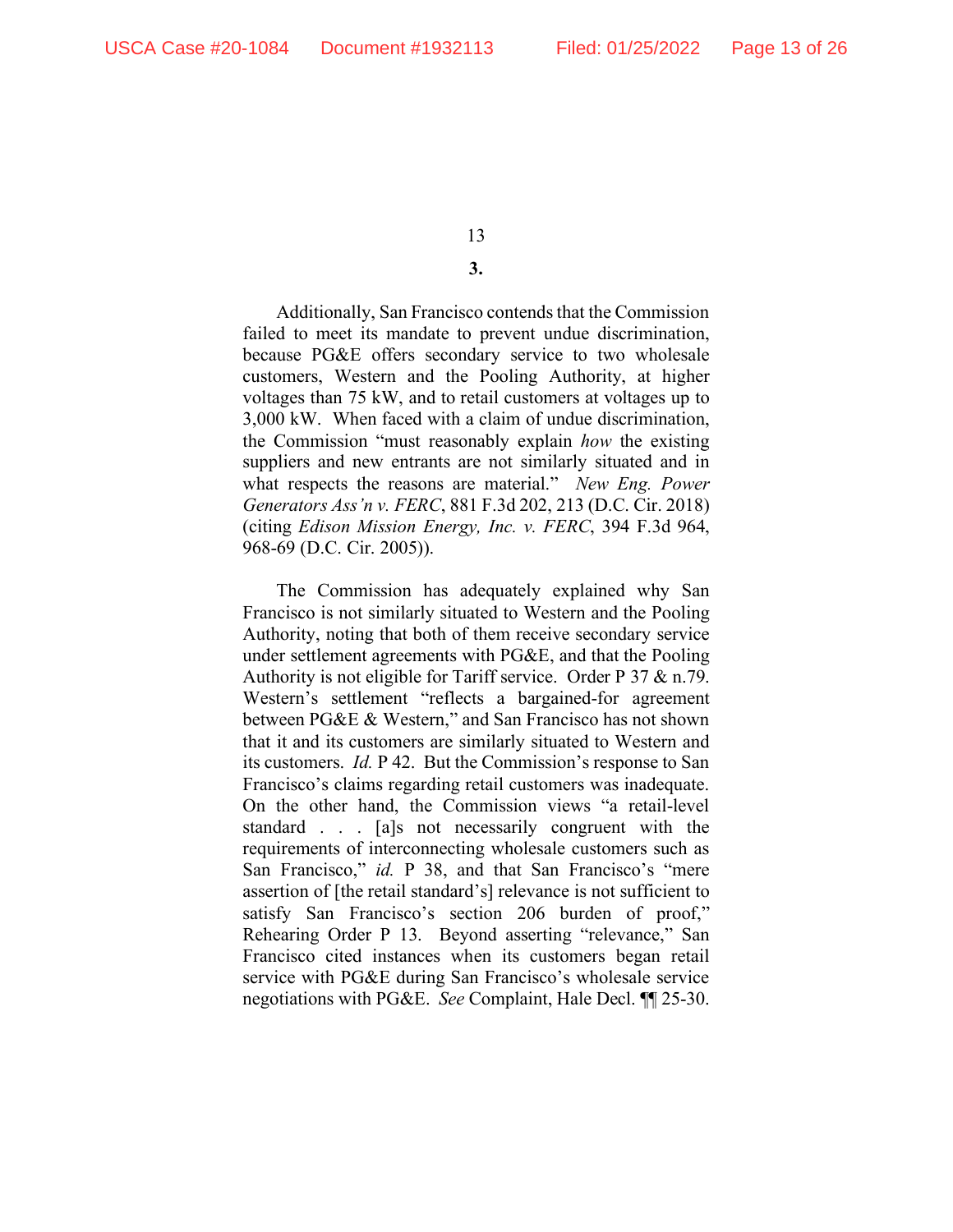**3.**

Additionally, San Francisco contends that the Commission failed to meet its mandate to prevent undue discrimination, because PG&E offers secondary service to two wholesale customers, Western and the Pooling Authority, at higher voltages than 75 kW, and to retail customers at voltages up to 3,000 kW. When faced with a claim of undue discrimination, the Commission "must reasonably explain *how* the existing suppliers and new entrants are not similarly situated and in what respects the reasons are material." *New Eng. Power Generators Ass'n v. FERC*, 881 F.3d 202, 213 (D.C. Cir. 2018) (citing *Edison Mission Energy, Inc. v. FERC*, 394 F.3d 964, 968-69 (D.C. Cir. 2005)).

The Commission has adequately explained why San Francisco is not similarly situated to Western and the Pooling Authority, noting that both of them receive secondary service under settlement agreements with PG&E, and that the Pooling Authority is not eligible for Tariff service. Order P 37 & n.79. Western's settlement "reflects a bargained-for agreement between PG&E & Western," and San Francisco has not shown that it and its customers are similarly situated to Western and its customers. *Id.* P 42. But the Commission's response to San Francisco's claims regarding retail customers was inadequate. On the other hand, the Commission views "a retail-level standard . . . [a]s not necessarily congruent with the requirements of interconnecting wholesale customers such as San Francisco," *id.* P 38, and that San Francisco's "mere assertion of [the retail standard's] relevance is not sufficient to satisfy San Francisco's section 206 burden of proof," Rehearing Order P 13. Beyond asserting "relevance," San Francisco cited instances when its customers began retail service with PG&E during San Francisco's wholesale service negotiations with PG&E. *See* Complaint, Hale Decl. ¶¶ 25-30.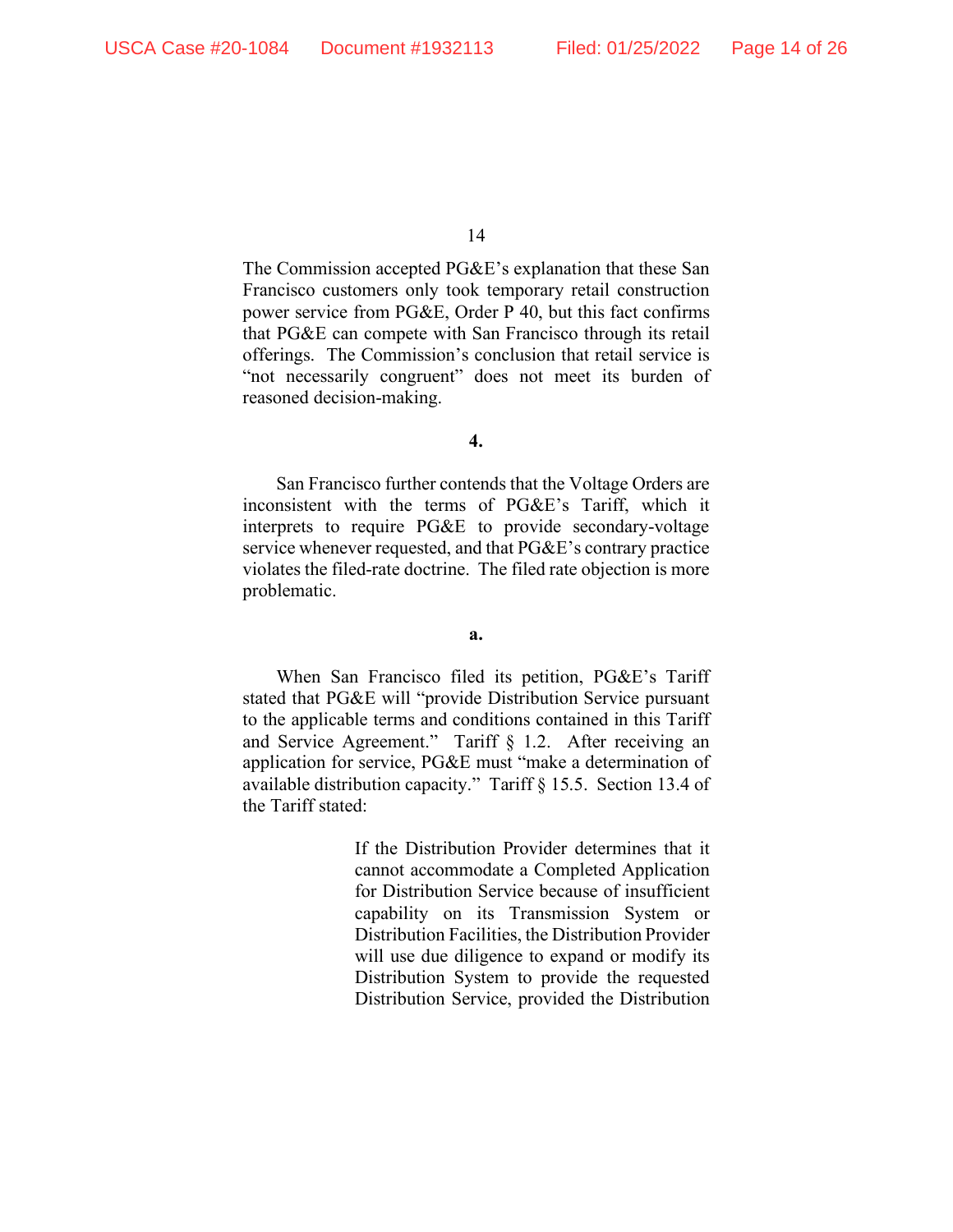The Commission accepted PG&E's explanation that these San Francisco customers only took temporary retail construction power service from PG&E, Order P 40, but this fact confirms that PG&E can compete with San Francisco through its retail offerings. The Commission's conclusion that retail service is "not necessarily congruent" does not meet its burden of reasoned decision-making.

**4.**

San Francisco further contends that the Voltage Orders are inconsistent with the terms of PG&E's Tariff, which it interprets to require PG&E to provide secondary-voltage service whenever requested, and that PG&E's contrary practice violates the filed-rate doctrine. The filed rate objection is more problematic.

**a.**

When San Francisco filed its petition, PG&E's Tariff stated that PG&E will "provide Distribution Service pursuant to the applicable terms and conditions contained in this Tariff and Service Agreement." Tariff § 1.2. After receiving an application for service, PG&E must "make a determination of available distribution capacity." Tariff § 15.5. Section 13.4 of the Tariff stated:

> If the Distribution Provider determines that it cannot accommodate a Completed Application for Distribution Service because of insufficient capability on its Transmission System or Distribution Facilities, the Distribution Provider will use due diligence to expand or modify its Distribution System to provide the requested Distribution Service, provided the Distribution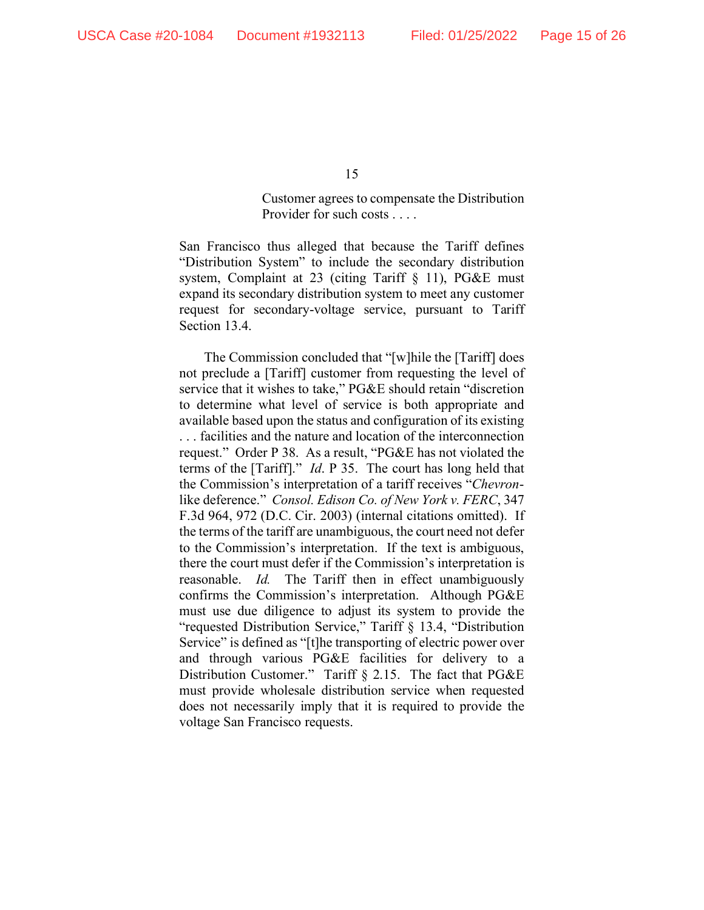> Customer agrees to compensate the Distribution Provider for such costs . . . .

San Francisco thus alleged that because the Tariff defines "Distribution System" to include the secondary distribution system, Complaint at 23 (citing Tariff § 11), PG&E must expand its secondary distribution system to meet any customer request for secondary-voltage service, pursuant to Tariff Section 13.4.

The Commission concluded that "[w]hile the [Tariff] does not preclude a [Tariff] customer from requesting the level of service that it wishes to take," PG&E should retain "discretion to determine what level of service is both appropriate and available based upon the status and configuration of its existing . . . facilities and the nature and location of the interconnection request." Order P 38. As a result, "PG&E has not violated the terms of the [Tariff]." *Id*. P 35. The court has long held that the Commission's interpretation of a tariff receives "*Chevron*-like deference." *Consol. Edison Co. of New York v. FERC*, 347 F.3d 964, 972 (D.C. Cir. 2003) (internal citations omitted). If the terms of the tariff are unambiguous, the court need not defer to the Commission's interpretation. If the text is ambiguous, there the court must defer if the Commission's interpretation is reasonable. *Id.* The Tariff then in effect unambiguously confirms the Commission's interpretation. Although PG&E must use due diligence to adjust its system to provide the "requested Distribution Service," Tariff § 13.4, "Distribution Service" is defined as "[t]he transporting of electric power over and through various PG&E facilities for delivery to a Distribution Customer." Tariff § 2.15. The fact that PG&E must provide wholesale distribution service when requested does not necessarily imply that it is required to provide the voltage San Francisco requests.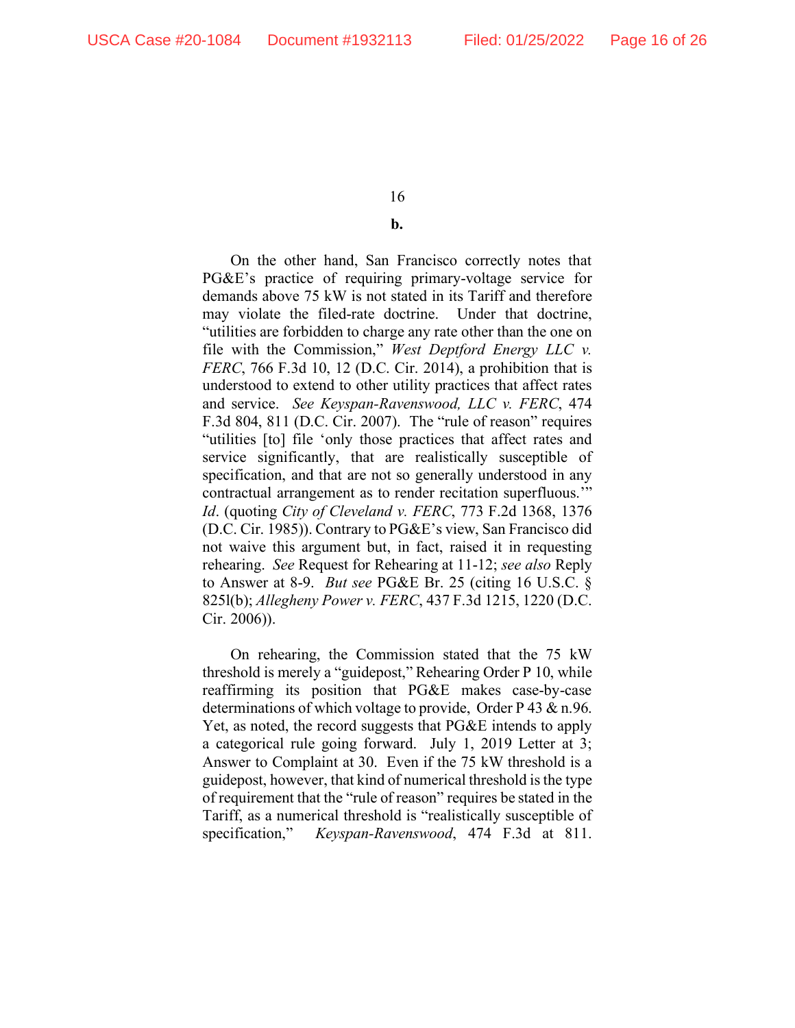**b.**

On the other hand, San Francisco correctly notes that PG&E's practice of requiring primary-voltage service for demands above 75 kW is not stated in its Tariff and therefore may violate the filed-rate doctrine. Under that doctrine, "utilities are forbidden to charge any rate other than the one on file with the Commission," *West Deptford Energy LLC v. FERC*, 766 F.3d 10, 12 (D.C. Cir. 2014), a prohibition that is understood to extend to other utility practices that affect rates and service. *See Keyspan-Ravenswood, LLC v. FERC*, 474 F.3d 804, 811 (D.C. Cir. 2007). The "rule of reason" requires "utilities [to] file 'only those practices that affect rates and service significantly, that are realistically susceptible of specification, and that are not so generally understood in any contractual arrangement as to render recitation superfluous.'" *Id*. (quoting *City of Cleveland v. FERC*, 773 F.2d 1368, 1376 (D.C. Cir. 1985)). Contrary to PG&E's view, San Francisco did not waive this argument but, in fact, raised it in requesting rehearing. *See* Request for Rehearing at 11-12; *see also* Reply to Answer at 8-9. *But see* PG&E Br. 25 (citing 16 U.S.C. § 825l(b); *Allegheny Power v. FERC*, 437 F.3d 1215, 1220 (D.C. Cir. 2006)).

On rehearing, the Commission stated that the 75 kW threshold is merely a "guidepost," Rehearing Order P 10, while reaffirming its position that PG&E makes case-by-case determinations of which voltage to provide, Order P 43 & n.96. Yet, as noted, the record suggests that PG&E intends to apply a categorical rule going forward. July 1, 2019 Letter at 3; Answer to Complaint at 30. Even if the 75 kW threshold is a guidepost, however, that kind of numerical threshold is the type of requirement that the "rule of reason" requires be stated in the Tariff, as a numerical threshold is "realistically susceptible of specification," *Keyspan-Ravenswood*, 474 F.3d at 811.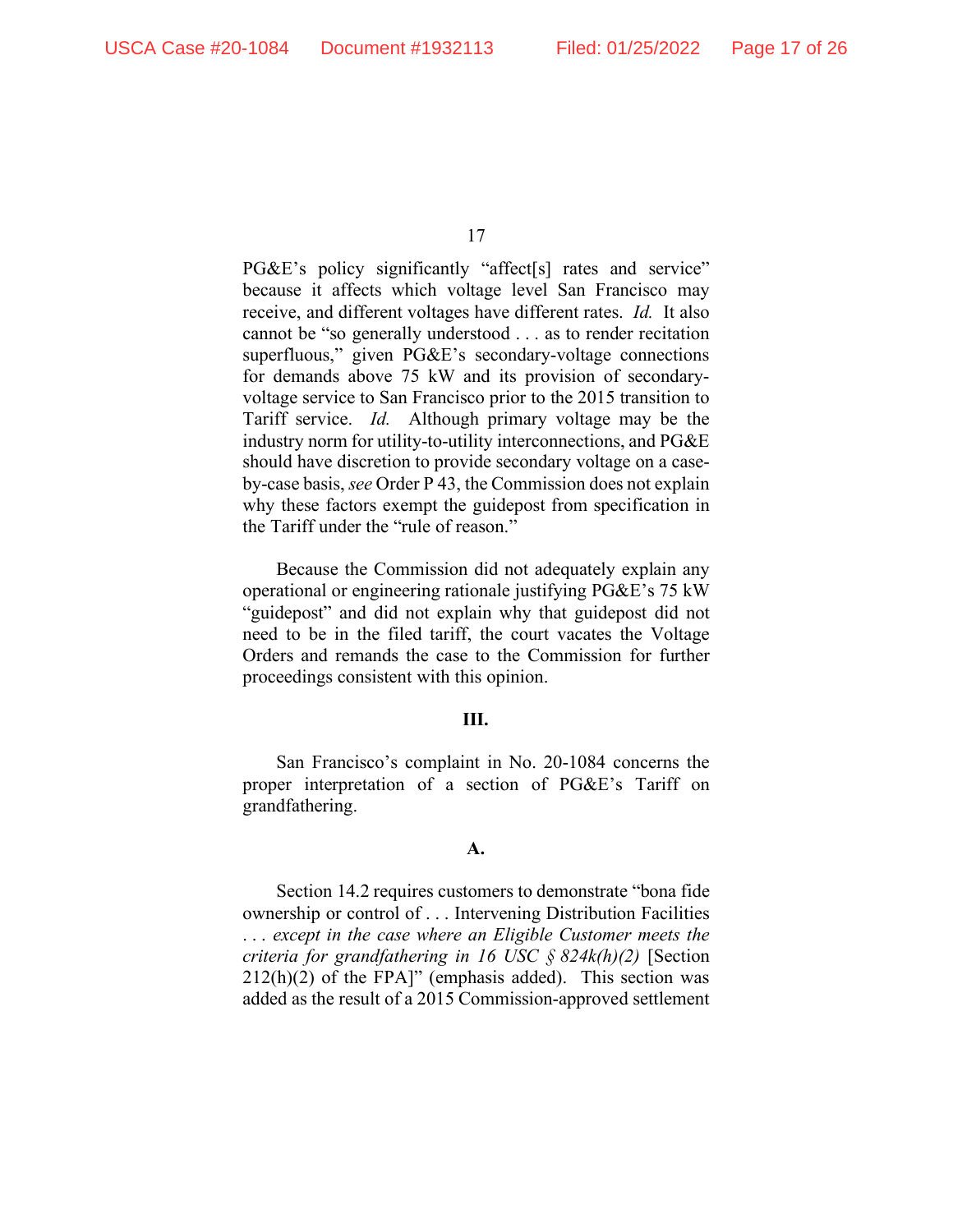PG&E's policy significantly "affect[s] rates and service" because it affects which voltage level San Francisco may receive, and different voltages have different rates. *Id.* It also cannot be "so generally understood . . . as to render recitation superfluous," given PG&E's secondary-voltage connections for demands above 75 kW and its provision of secondary-voltage service to San Francisco prior to the 2015 transition to Tariff service. *Id.* Although primary voltage may be the industry norm for utility-to-utility interconnections, and PG&E should have discretion to provide secondary voltage on a case-by-case basis, *see* Order P 43, the Commission does not explain why these factors exempt the guidepost from specification in the Tariff under the "rule of reason."

Because the Commission did not adequately explain any operational or engineering rationale justifying PG&E's 75 kW "guidepost" and did not explain why that guidepost did not need to be in the filed tariff, the court vacates the Voltage Orders and remands the case to the Commission for further proceedings consistent with this opinion.

## III.

San Francisco's complaint in No. 20-1084 concerns the proper interpretation of a section of PG&E's Tariff on grandfathering.

### A.

Section 14.2 requires customers to demonstrate "bona fide ownership or control of . . . Intervening Distribution Facilities . . . *except in the case where an Eligible Customer meets the criteria for grandfathering in 16 USC § 824k(h)(2)* [Section 212(h)(2) of the FPA]" (emphasis added). This section was added as the result of a 2015 Commission-approved settlement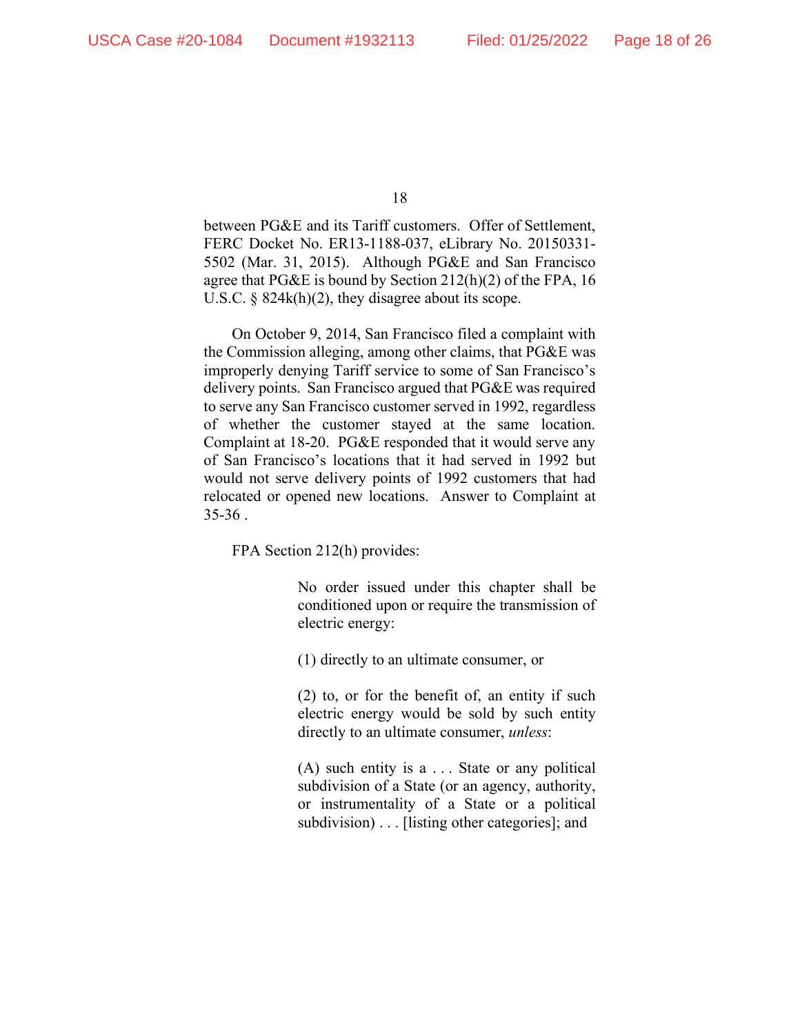between PG&E and its Tariff customers. Offer of Settlement, FERC Docket No. ER13-1188-037, eLibrary No. 20150331-5502 (Mar. 31, 2015). Although PG&E and San Francisco agree that PG&E is bound by Section 212(h)(2) of the FPA, 16 U.S.C. § 824k(h)(2), they disagree about its scope.

On October 9, 2014, San Francisco filed a complaint with the Commission alleging, among other claims, that PG&E was improperly denying Tariff service to some of San Francisco's delivery points. San Francisco argued that PG&E was required to serve any San Francisco customer served in 1992, regardless of whether the customer stayed at the same location. Complaint at 18-20. PG&E responded that it would serve any of San Francisco's locations that it had served in 1992 but would not serve delivery points of 1992 customers that had relocated or opened new locations. Answer to Complaint at 35-36 .

FPA Section 212(h) provides:

> No order issued under this chapter shall be conditioned upon or require the transmission of electric energy:
>
> (1) directly to an ultimate consumer, or
>
> (2) to, or for the benefit of, an entity if such electric energy would be sold by such entity directly to an ultimate consumer, *unless*:
>
> (A) such entity is a . . . State or any political subdivision of a State (or an agency, authority, or instrumentality of a State or a political subdivision) . . . [listing other categories]; and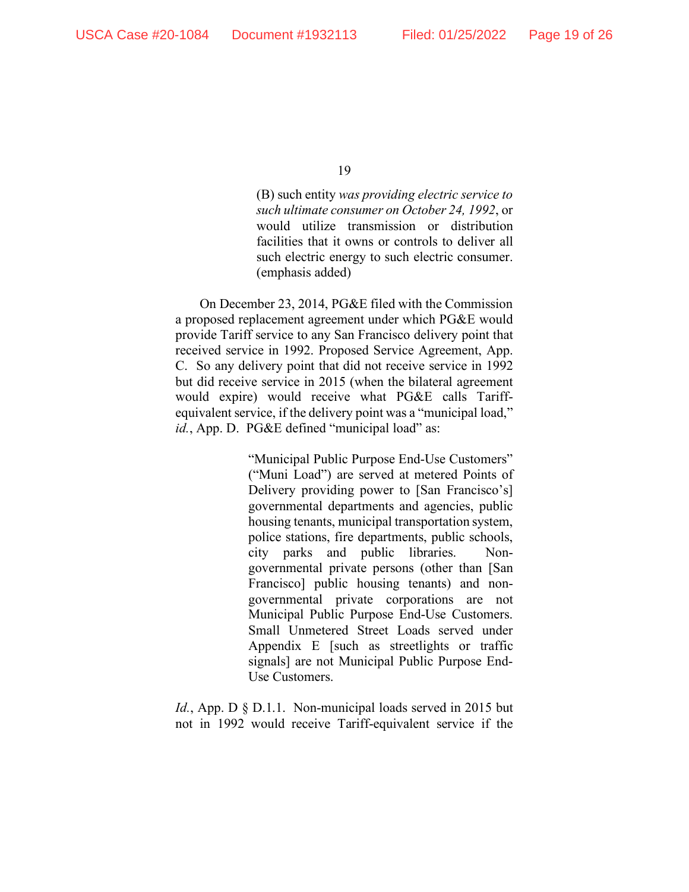> (B) such entity *was providing electric service to such ultimate consumer on October 24, 1992*, or would utilize transmission or distribution facilities that it owns or controls to deliver all such electric energy to such electric consumer. (emphasis added)

On December 23, 2014, PG&E filed with the Commission a proposed replacement agreement under which PG&E would provide Tariff service to any San Francisco delivery point that received service in 1992. Proposed Service Agreement, App. C. So any delivery point that did not receive service in 1992 but did receive service in 2015 (when the bilateral agreement would expire) would receive what PG&E calls Tariff-equivalent service, if the delivery point was a "municipal load," *id.*, App. D. PG&E defined "municipal load" as:

> "Municipal Public Purpose End-Use Customers" ("Muni Load") are served at metered Points of Delivery providing power to [San Francisco's] governmental departments and agencies, public housing tenants, municipal transportation system, police stations, fire departments, public schools, city parks and public libraries. Non-governmental private persons (other than [San Francisco] public housing tenants) and non-governmental private corporations are not Municipal Public Purpose End-Use Customers. Small Unmetered Street Loads served under Appendix E [such as streetlights or traffic signals] are not Municipal Public Purpose End-Use Customers.

*Id.*, App. D § D.1.1. Non-municipal loads served in 2015 but not in 1992 would receive Tariff-equivalent service if the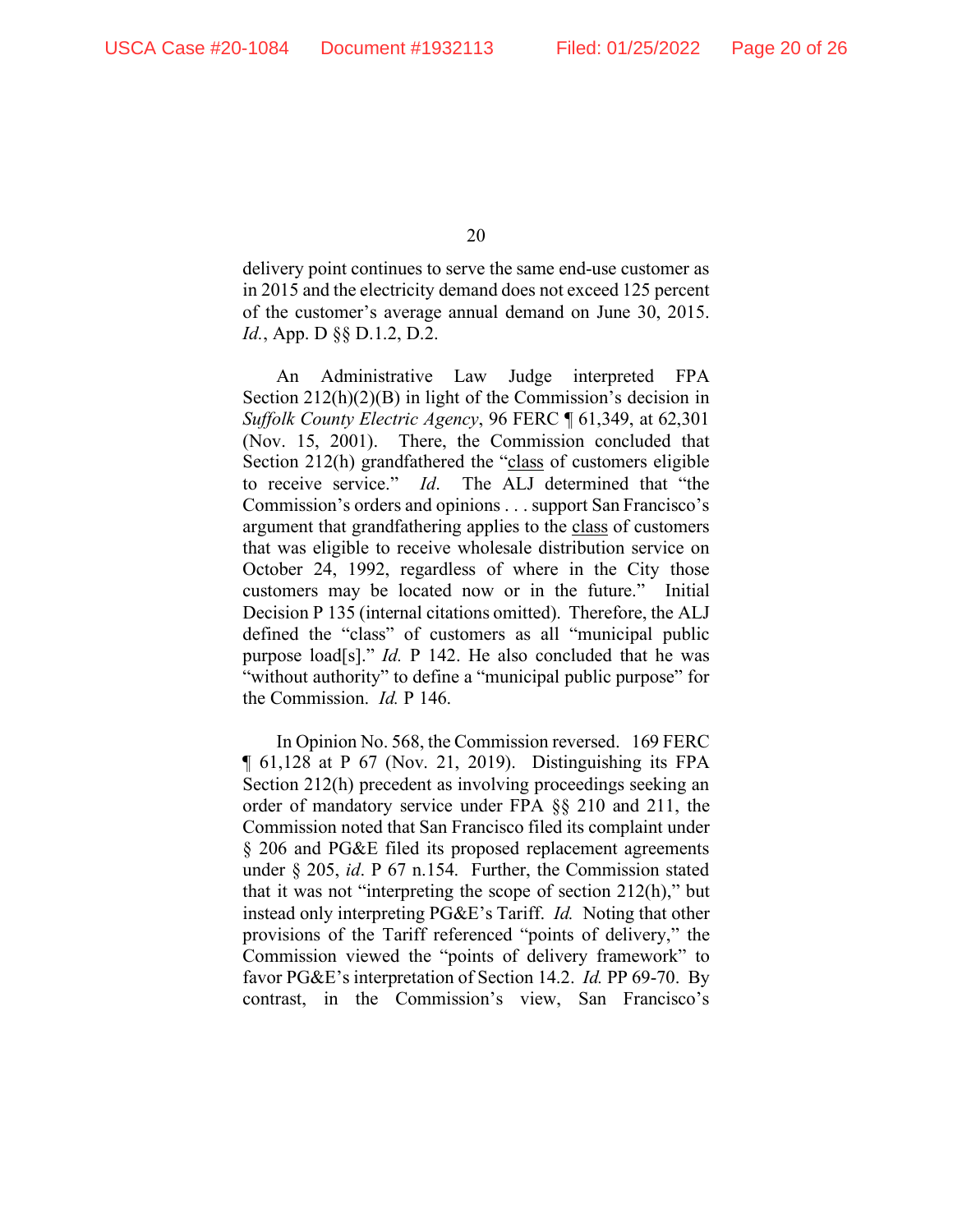delivery point continues to serve the same end-use customer as in 2015 and the electricity demand does not exceed 125 percent of the customer's average annual demand on June 30, 2015. *Id.*, App. D §§ D.1.2, D.2.

An Administrative Law Judge interpreted FPA Section 212(h)(2)(B) in light of the Commission's decision in *Suffolk County Electric Agency*, 96 FERC ¶ 61,349, at 62,301 (Nov. 15, 2001). There, the Commission concluded that Section 212(h) grandfathered the "<u>class</u> of customers eligible to receive service." *Id*. The ALJ determined that "the Commission's orders and opinions . . . support San Francisco's argument that grandfathering applies to the <u>class</u> of customers that was eligible to receive wholesale distribution service on October 24, 1992, regardless of where in the City those customers may be located now or in the future." Initial Decision P 135 (internal citations omitted). Therefore, the ALJ defined the "class" of customers as all "municipal public purpose load[s]." *Id.* P 142. He also concluded that he was "without authority" to define a "municipal public purpose" for the Commission. *Id.* P 146.

In Opinion No. 568, the Commission reversed. 169 FERC ¶ 61,128 at P 67 (Nov. 21, 2019). Distinguishing its FPA Section 212(h) precedent as involving proceedings seeking an order of mandatory service under FPA §§ 210 and 211, the Commission noted that San Francisco filed its complaint under § 206 and PG&E filed its proposed replacement agreements under § 205, *id*. P 67 n.154. Further, the Commission stated that it was not "interpreting the scope of section 212(h)," but instead only interpreting PG&E's Tariff. *Id.* Noting that other provisions of the Tariff referenced "points of delivery," the Commission viewed the "points of delivery framework" to favor PG&E's interpretation of Section 14.2. *Id.* PP 69-70. By contrast, in the Commission's view, San Francisco's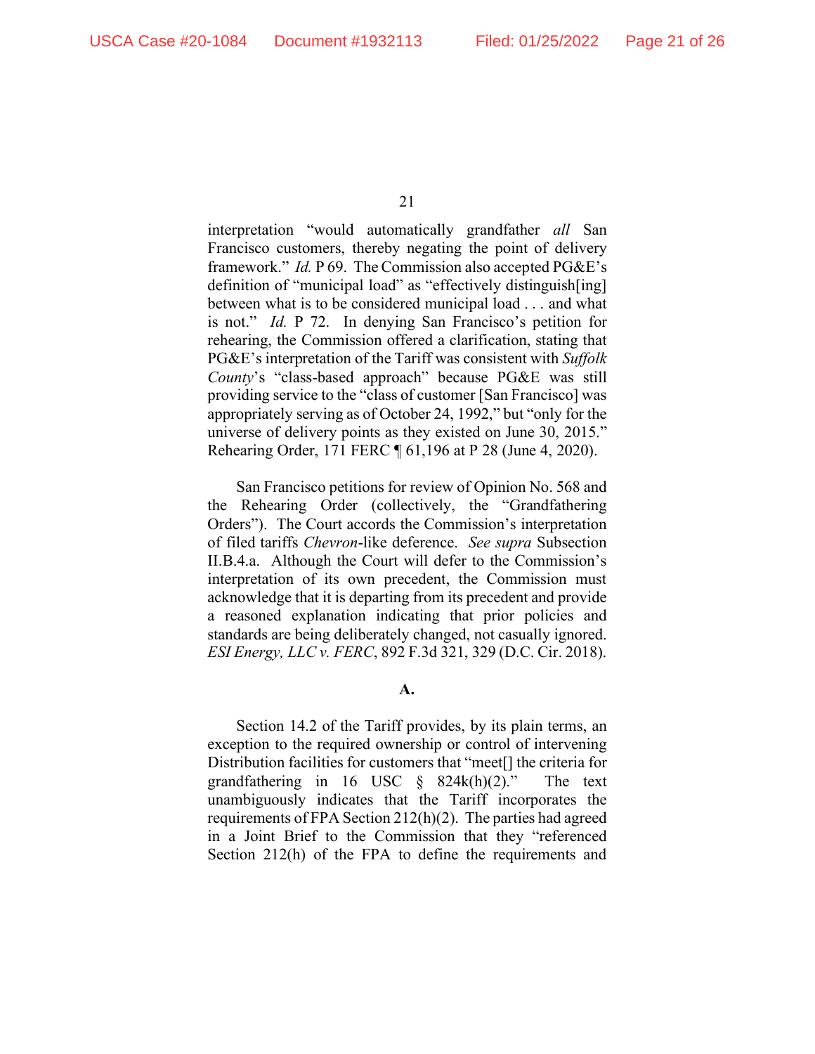interpretation "would automatically grandfather *all* San Francisco customers, thereby negating the point of delivery framework." *Id.* P 69. The Commission also accepted PG&E's definition of "municipal load" as "effectively distinguish[ing] between what is to be considered municipal load . . . and what is not." *Id.* P 72. In denying San Francisco's petition for rehearing, the Commission offered a clarification, stating that PG&E's interpretation of the Tariff was consistent with *Suffolk County*'s "class-based approach" because PG&E was still providing service to the "class of customer [San Francisco] was appropriately serving as of October 24, 1992," but "only for the universe of delivery points as they existed on June 30, 2015." Rehearing Order, 171 FERC ¶ 61,196 at P 28 (June 4, 2020).

San Francisco petitions for review of Opinion No. 568 and the Rehearing Order (collectively, the "Grandfathering Orders"). The Court accords the Commission's interpretation of filed tariffs *Chevron*-like deference. *See supra* Subsection II.B.4.a. Although the Court will defer to the Commission's interpretation of its own precedent, the Commission must acknowledge that it is departing from its precedent and provide a reasoned explanation indicating that prior policies and standards are being deliberately changed, not casually ignored. *ESI Energy, LLC v. FERC*, 892 F.3d 321, 329 (D.C. Cir. 2018).

**A.**

Section 14.2 of the Tariff provides, by its plain terms, an exception to the required ownership or control of intervening Distribution facilities for customers that "meet[] the criteria for grandfathering in 16 USC § 824k(h)(2)." The text unambiguously indicates that the Tariff incorporates the requirements of FPA Section 212(h)(2). The parties had agreed in a Joint Brief to the Commission that they "referenced Section 212(h) of the FPA to define the requirements and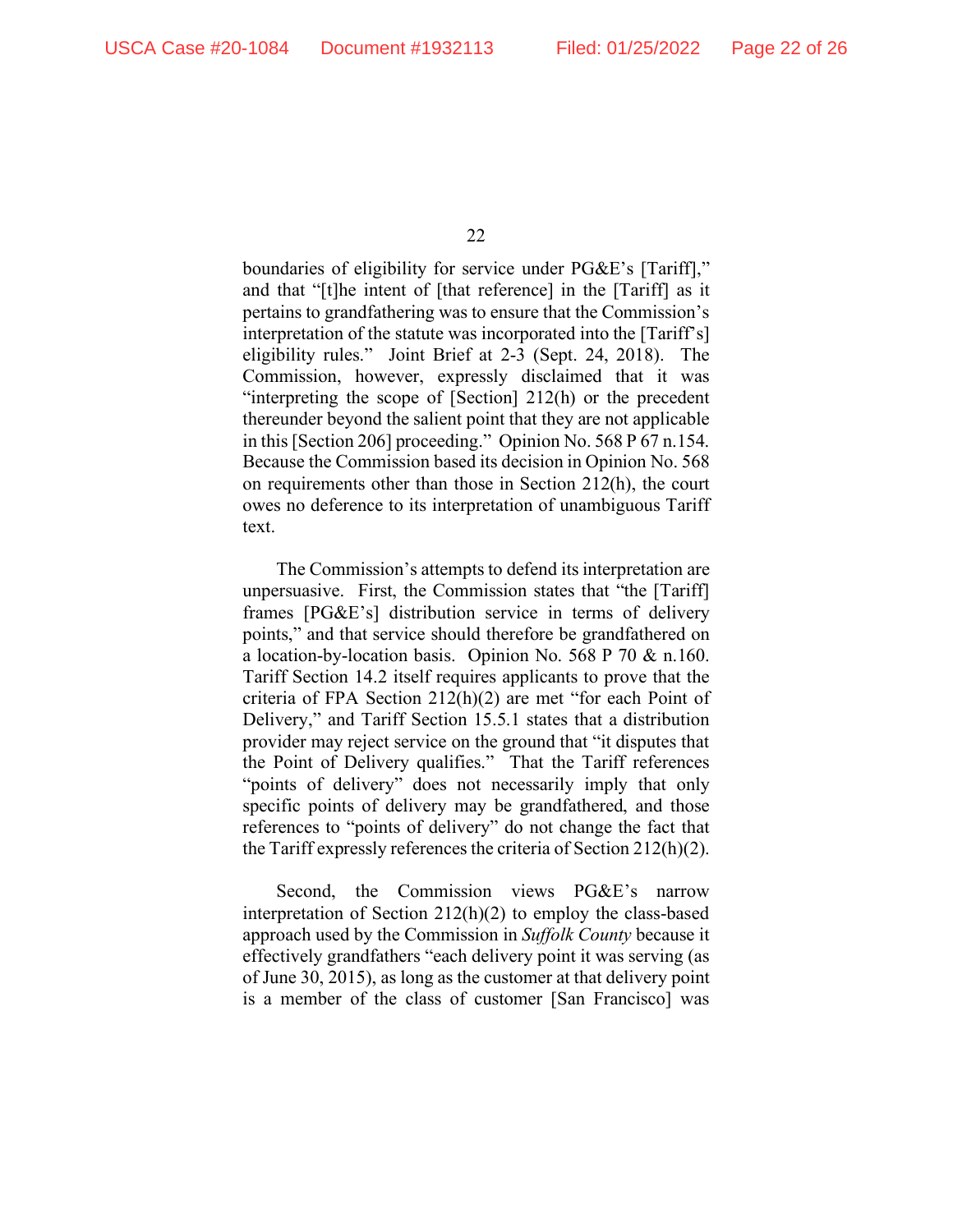boundaries of eligibility for service under PG&E's [Tariff]," and that "[t]he intent of [that reference] in the [Tariff] as it pertains to grandfathering was to ensure that the Commission's interpretation of the statute was incorporated into the [Tariff's] eligibility rules." Joint Brief at 2-3 (Sept. 24, 2018). The Commission, however, expressly disclaimed that it was "interpreting the scope of [Section] 212(h) or the precedent thereunder beyond the salient point that they are not applicable in this [Section 206] proceeding." Opinion No. 568 P 67 n.154. Because the Commission based its decision in Opinion No. 568 on requirements other than those in Section 212(h), the court owes no deference to its interpretation of unambiguous Tariff text.

The Commission's attempts to defend its interpretation are unpersuasive. First, the Commission states that "the [Tariff] frames [PG&E's] distribution service in terms of delivery points," and that service should therefore be grandfathered on a location-by-location basis. Opinion No. 568 P 70 & n.160. Tariff Section 14.2 itself requires applicants to prove that the criteria of FPA Section 212(h)(2) are met "for each Point of Delivery," and Tariff Section 15.5.1 states that a distribution provider may reject service on the ground that "it disputes that the Point of Delivery qualifies." That the Tariff references "points of delivery" does not necessarily imply that only specific points of delivery may be grandfathered, and those references to "points of delivery" do not change the fact that the Tariff expressly references the criteria of Section 212(h)(2).

Second, the Commission views PG&E's narrow interpretation of Section 212(h)(2) to employ the class-based approach used by the Commission in *Suffolk County* because it effectively grandfathers "each delivery point it was serving (as of June 30, 2015), as long as the customer at that delivery point is a member of the class of customer [San Francisco] was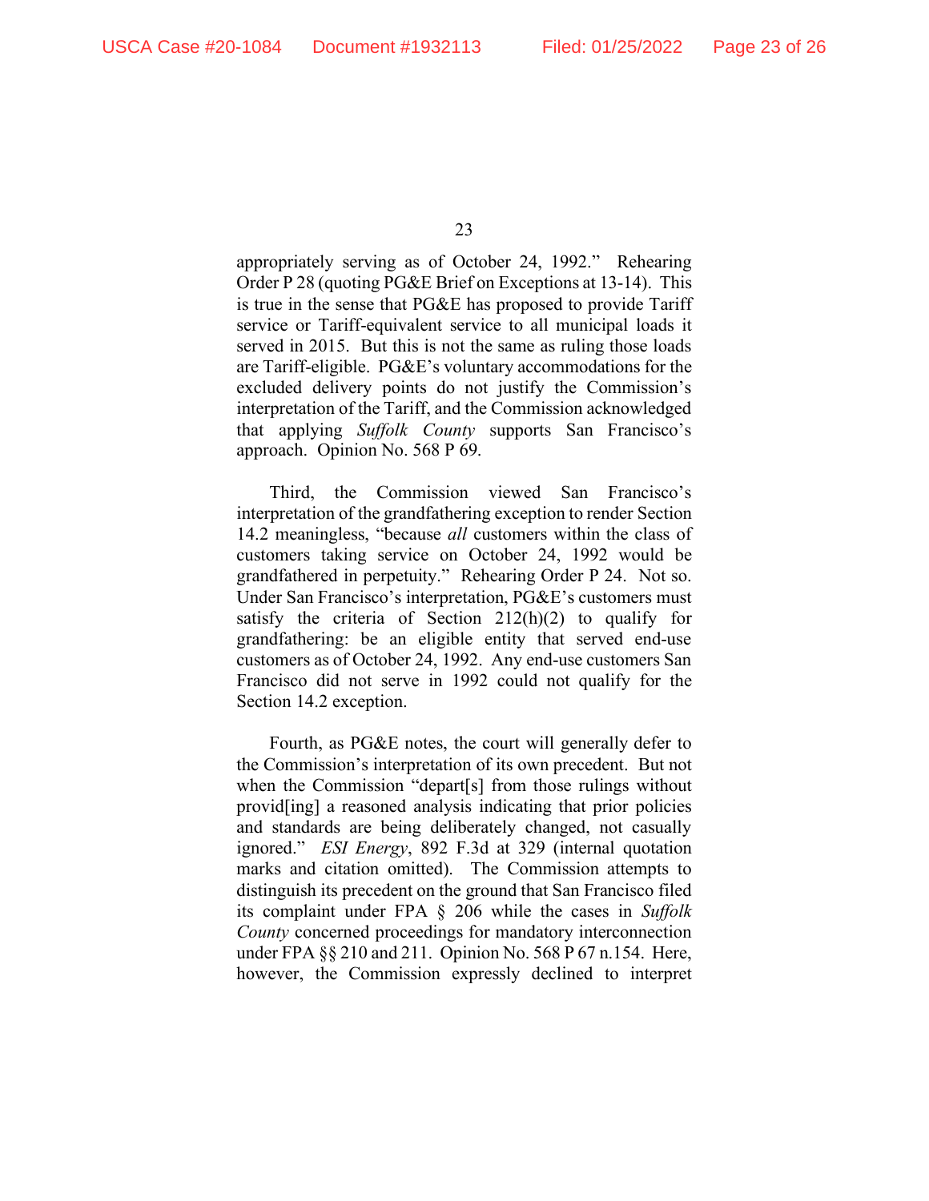appropriately serving as of October 24, 1992." Rehearing Order P 28 (quoting PG&E Brief on Exceptions at 13-14). This is true in the sense that PG&E has proposed to provide Tariff service or Tariff-equivalent service to all municipal loads it served in 2015. But this is not the same as ruling those loads are Tariff-eligible. PG&E's voluntary accommodations for the excluded delivery points do not justify the Commission's interpretation of the Tariff, and the Commission acknowledged that applying *Suffolk County* supports San Francisco's approach. Opinion No. 568 P 69.

Third, the Commission viewed San Francisco's interpretation of the grandfathering exception to render Section 14.2 meaningless, "because *all* customers within the class of customers taking service on October 24, 1992 would be grandfathered in perpetuity." Rehearing Order P 24. Not so. Under San Francisco's interpretation, PG&E's customers must satisfy the criteria of Section 212(h)(2) to qualify for grandfathering: be an eligible entity that served end-use customers as of October 24, 1992. Any end-use customers San Francisco did not serve in 1992 could not qualify for the Section 14.2 exception.

Fourth, as PG&E notes, the court will generally defer to the Commission's interpretation of its own precedent. But not when the Commission "depart[s] from those rulings without provid[ing] a reasoned analysis indicating that prior policies and standards are being deliberately changed, not casually ignored." *ESI Energy*, 892 F.3d at 329 (internal quotation marks and citation omitted). The Commission attempts to distinguish its precedent on the ground that San Francisco filed its complaint under FPA § 206 while the cases in *Suffolk County* concerned proceedings for mandatory interconnection under FPA §§ 210 and 211. Opinion No. 568 P 67 n.154. Here, however, the Commission expressly declined to interpret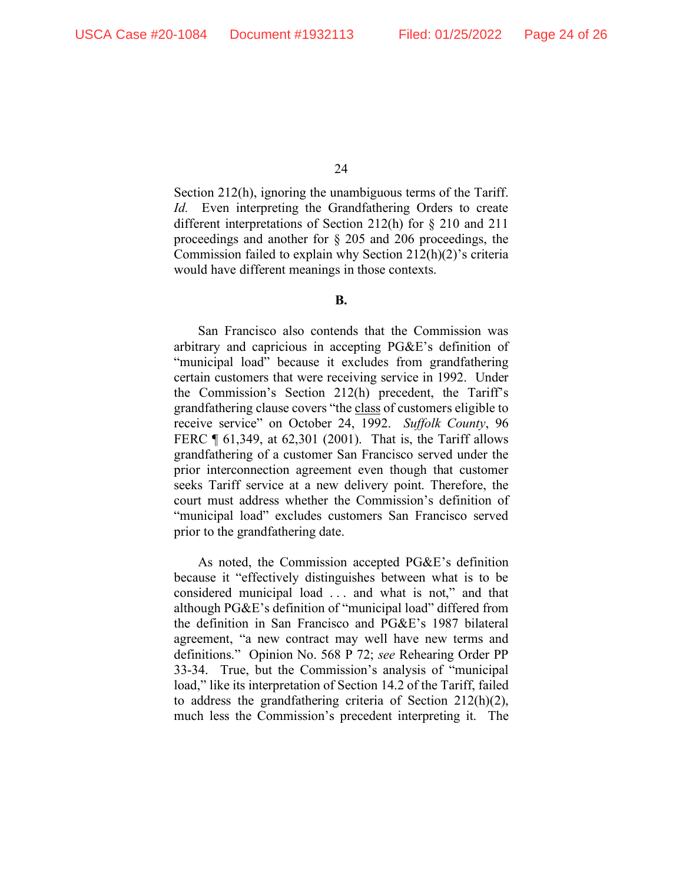Section 212(h), ignoring the unambiguous terms of the Tariff. *Id.* Even interpreting the Grandfathering Orders to create different interpretations of Section 212(h) for § 210 and 211 proceedings and another for § 205 and 206 proceedings, the Commission failed to explain why Section 212(h)(2)'s criteria would have different meanings in those contexts.

**B.**

San Francisco also contends that the Commission was arbitrary and capricious in accepting PG&E's definition of "municipal load" because it excludes from grandfathering certain customers that were receiving service in 1992. Under the Commission's Section 212(h) precedent, the Tariff's grandfathering clause covers "the class of customers eligible to receive service" on October 24, 1992. *Suffolk County*, 96 FERC ¶ 61,349, at 62,301 (2001). That is, the Tariff allows grandfathering of a customer San Francisco served under the prior interconnection agreement even though that customer seeks Tariff service at a new delivery point. Therefore, the court must address whether the Commission's definition of "municipal load" excludes customers San Francisco served prior to the grandfathering date.

As noted, the Commission accepted PG&E's definition because it "effectively distinguishes between what is to be considered municipal load . . . and what is not," and that although PG&E's definition of "municipal load" differed from the definition in San Francisco and PG&E's 1987 bilateral agreement, "a new contract may well have new terms and definitions." Opinion No. 568 P 72; *see* Rehearing Order PP 33-34. True, but the Commission's analysis of "municipal load," like its interpretation of Section 14.2 of the Tariff, failed to address the grandfathering criteria of Section 212(h)(2), much less the Commission's precedent interpreting it. The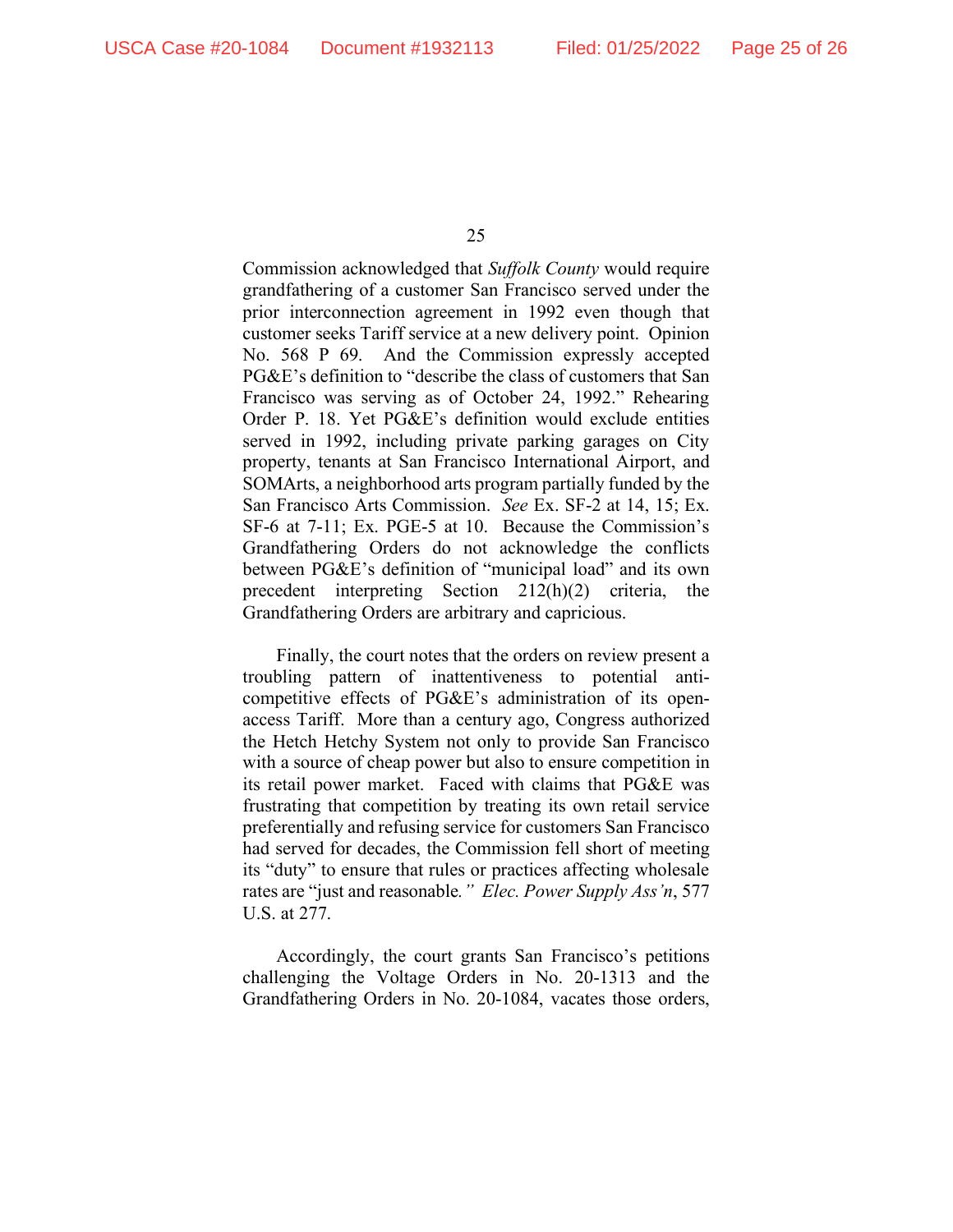Commission acknowledged that *Suffolk County* would require grandfathering of a customer San Francisco served under the prior interconnection agreement in 1992 even though that customer seeks Tariff service at a new delivery point. Opinion No. 568 P 69. And the Commission expressly accepted PG&E's definition to "describe the class of customers that San Francisco was serving as of October 24, 1992." Rehearing Order P. 18. Yet PG&E's definition would exclude entities served in 1992, including private parking garages on City property, tenants at San Francisco International Airport, and SOMArts, a neighborhood arts program partially funded by the San Francisco Arts Commission. *See* Ex. SF-2 at 14, 15; Ex. SF-6 at 7-11; Ex. PGE-5 at 10. Because the Commission's Grandfathering Orders do not acknowledge the conflicts between PG&E's definition of "municipal load" and its own precedent interpreting Section 212(h)(2) criteria, the Grandfathering Orders are arbitrary and capricious.

Finally, the court notes that the orders on review present a troubling pattern of inattentiveness to potential anti-competitive effects of PG&E's administration of its open-access Tariff. More than a century ago, Congress authorized the Hetch Hetchy System not only to provide San Francisco with a source of cheap power but also to ensure competition in its retail power market. Faced with claims that PG&E was frustrating that competition by treating its own retail service preferentially and refusing service for customers San Francisco had served for decades, the Commission fell short of meeting its "duty" to ensure that rules or practices affecting wholesale rates are "just and reasonable*." Elec. Power Supply Ass'n*, 577 U.S. at 277.

Accordingly, the court grants San Francisco's petitions challenging the Voltage Orders in No. 20-1313 and the Grandfathering Orders in No. 20-1084, vacates those orders,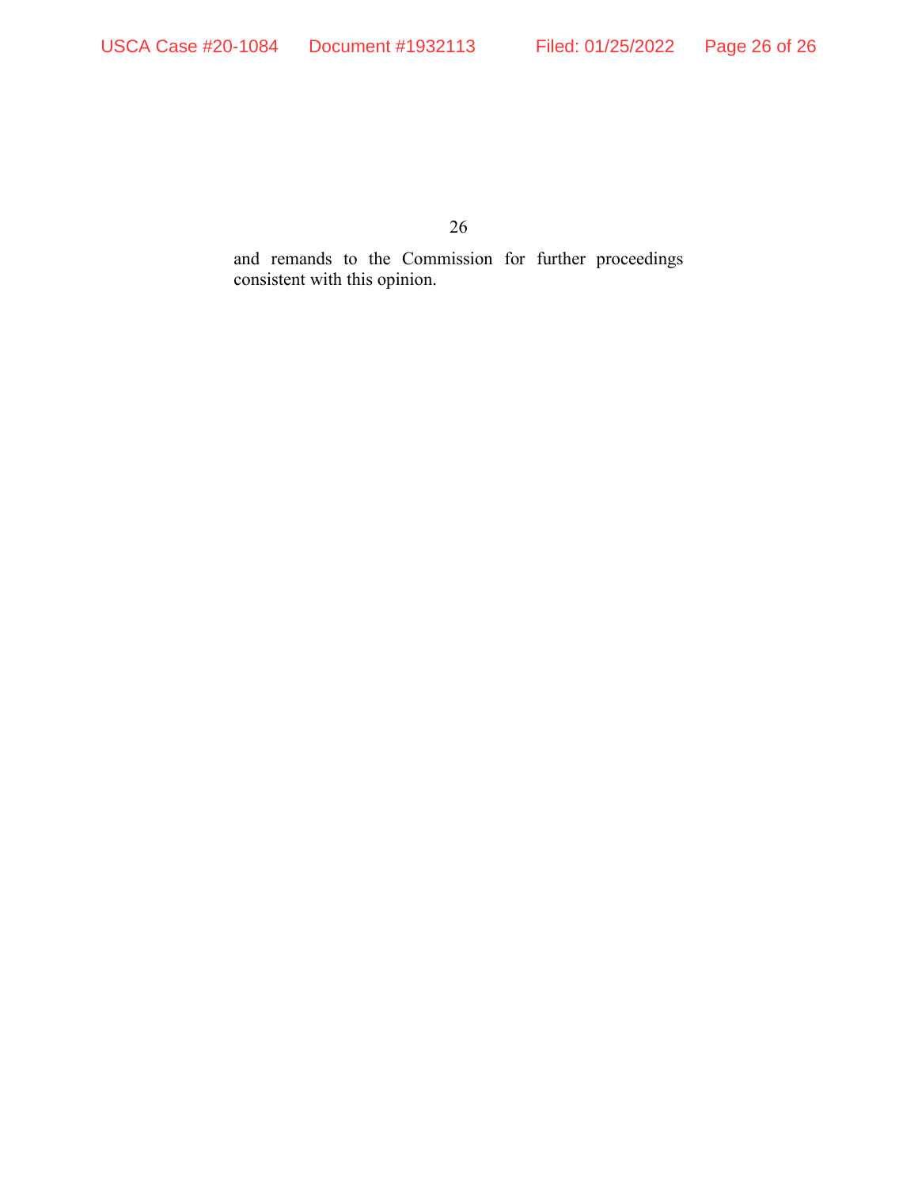and remands to the Commission for further proceedings consistent with this opinion.